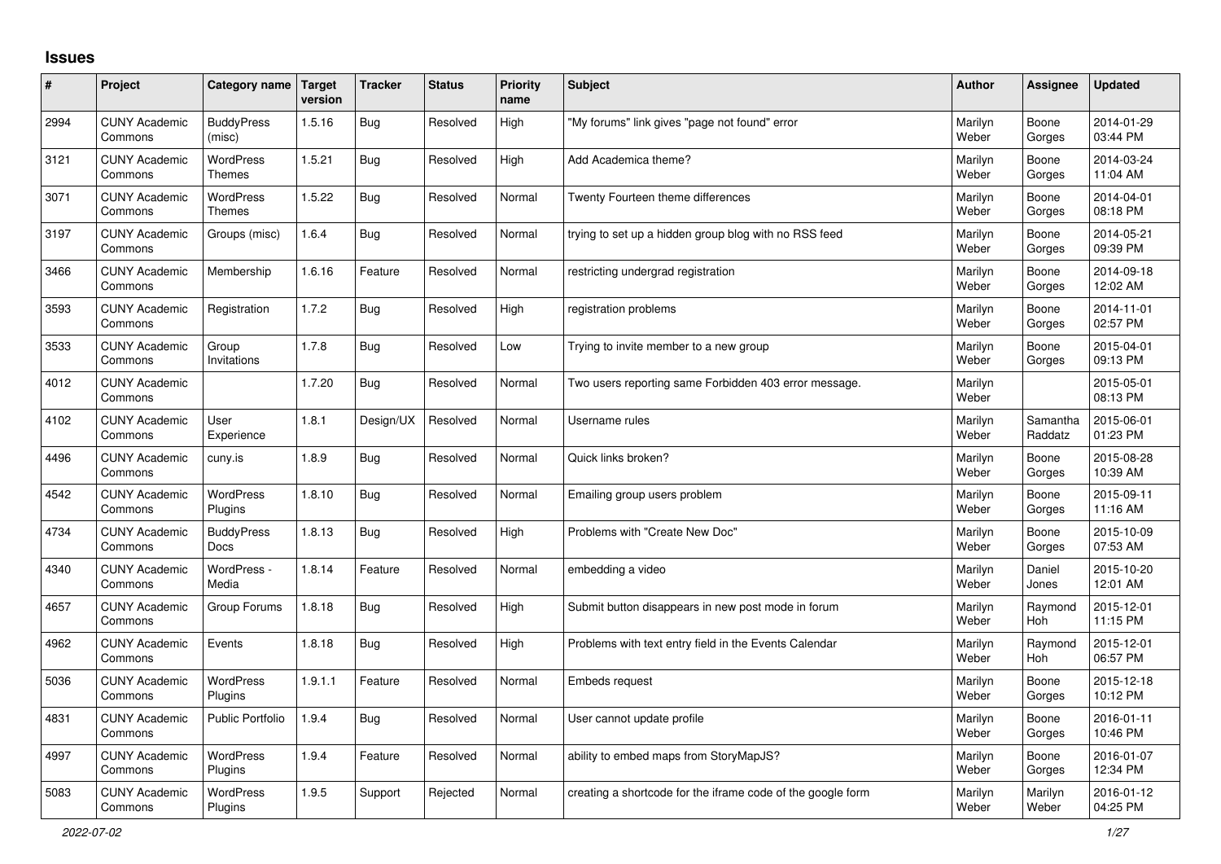## Issues

| # | Project | Category name | Target version | Tracker | Status | Priority name | Subject | Author | Assignee | Updated |
|---|---|---|---|---|---|---|---|---|---|---|
| 2994 | CUNY Academic Commons | BuddyPress (misc) | 1.5.16 | Bug | Resolved | High | "My forums" link gives "page not found" error | Marilyn Weber | Boone Gorges | 2014-01-29 03:44 PM |
| 3121 | CUNY Academic Commons | WordPress Themes | 1.5.21 | Bug | Resolved | High | Add Academica theme? | Marilyn Weber | Boone Gorges | 2014-03-24 11:04 AM |
| 3071 | CUNY Academic Commons | WordPress Themes | 1.5.22 | Bug | Resolved | Normal | Twenty Fourteen theme differences | Marilyn Weber | Boone Gorges | 2014-04-01 08:18 PM |
| 3197 | CUNY Academic Commons | Groups (misc) | 1.6.4 | Bug | Resolved | Normal | trying to set up a hidden group blog with no RSS feed | Marilyn Weber | Boone Gorges | 2014-05-21 09:39 PM |
| 3466 | CUNY Academic Commons | Membership | 1.6.16 | Feature | Resolved | Normal | restricting undergrad registration | Marilyn Weber | Boone Gorges | 2014-09-18 12:02 AM |
| 3593 | CUNY Academic Commons | Registration | 1.7.2 | Bug | Resolved | High | registration problems | Marilyn Weber | Boone Gorges | 2014-11-01 02:57 PM |
| 3533 | CUNY Academic Commons | Group Invitations | 1.7.8 | Bug | Resolved | Low | Trying to invite member to a new group | Marilyn Weber | Boone Gorges | 2015-04-01 09:13 PM |
| 4012 | CUNY Academic Commons | | 1.7.20 | Bug | Resolved | Normal | Two users reporting same Forbidden 403 error message. | Marilyn Weber | | 2015-05-01 08:13 PM |
| 4102 | CUNY Academic Commons | User Experience | 1.8.1 | Design/UX | Resolved | Normal | Username rules | Marilyn Weber | Samantha Raddatz | 2015-06-01 01:23 PM |
| 4496 | CUNY Academic Commons | cuny.is | 1.8.9 | Bug | Resolved | Normal | Quick links broken? | Marilyn Weber | Boone Gorges | 2015-08-28 10:39 AM |
| 4542 | CUNY Academic Commons | WordPress Plugins | 1.8.10 | Bug | Resolved | Normal | Emailing group users problem | Marilyn Weber | Boone Gorges | 2015-09-11 11:16 AM |
| 4734 | CUNY Academic Commons | BuddyPress Docs | 1.8.13 | Bug | Resolved | High | Problems with "Create New Doc" | Marilyn Weber | Boone Gorges | 2015-10-09 07:53 AM |
| 4340 | CUNY Academic Commons | WordPress - Media | 1.8.14 | Feature | Resolved | Normal | embedding a video | Marilyn Weber | Daniel Jones | 2015-10-20 12:01 AM |
| 4657 | CUNY Academic Commons | Group Forums | 1.8.18 | Bug | Resolved | High | Submit button disappears in new post mode in forum | Marilyn Weber | Raymond Hoh | 2015-12-01 11:15 PM |
| 4962 | CUNY Academic Commons | Events | 1.8.18 | Bug | Resolved | High | Problems with text entry field in the Events Calendar | Marilyn Weber | Raymond Hoh | 2015-12-01 06:57 PM |
| 5036 | CUNY Academic Commons | WordPress Plugins | 1.9.1.1 | Feature | Resolved | Normal | Embeds request | Marilyn Weber | Boone Gorges | 2015-12-18 10:12 PM |
| 4831 | CUNY Academic Commons | Public Portfolio | 1.9.4 | Bug | Resolved | Normal | User cannot update profile | Marilyn Weber | Boone Gorges | 2016-01-11 10:46 PM |
| 4997 | CUNY Academic Commons | WordPress Plugins | 1.9.4 | Feature | Resolved | Normal | ability to embed maps from StoryMapJS? | Marilyn Weber | Boone Gorges | 2016-01-07 12:34 PM |
| 5083 | CUNY Academic Commons | WordPress Plugins | 1.9.5 | Support | Rejected | Normal | creating a shortcode for the iframe code of the google form | Marilyn Weber | Marilyn Weber | 2016-01-12 04:25 PM |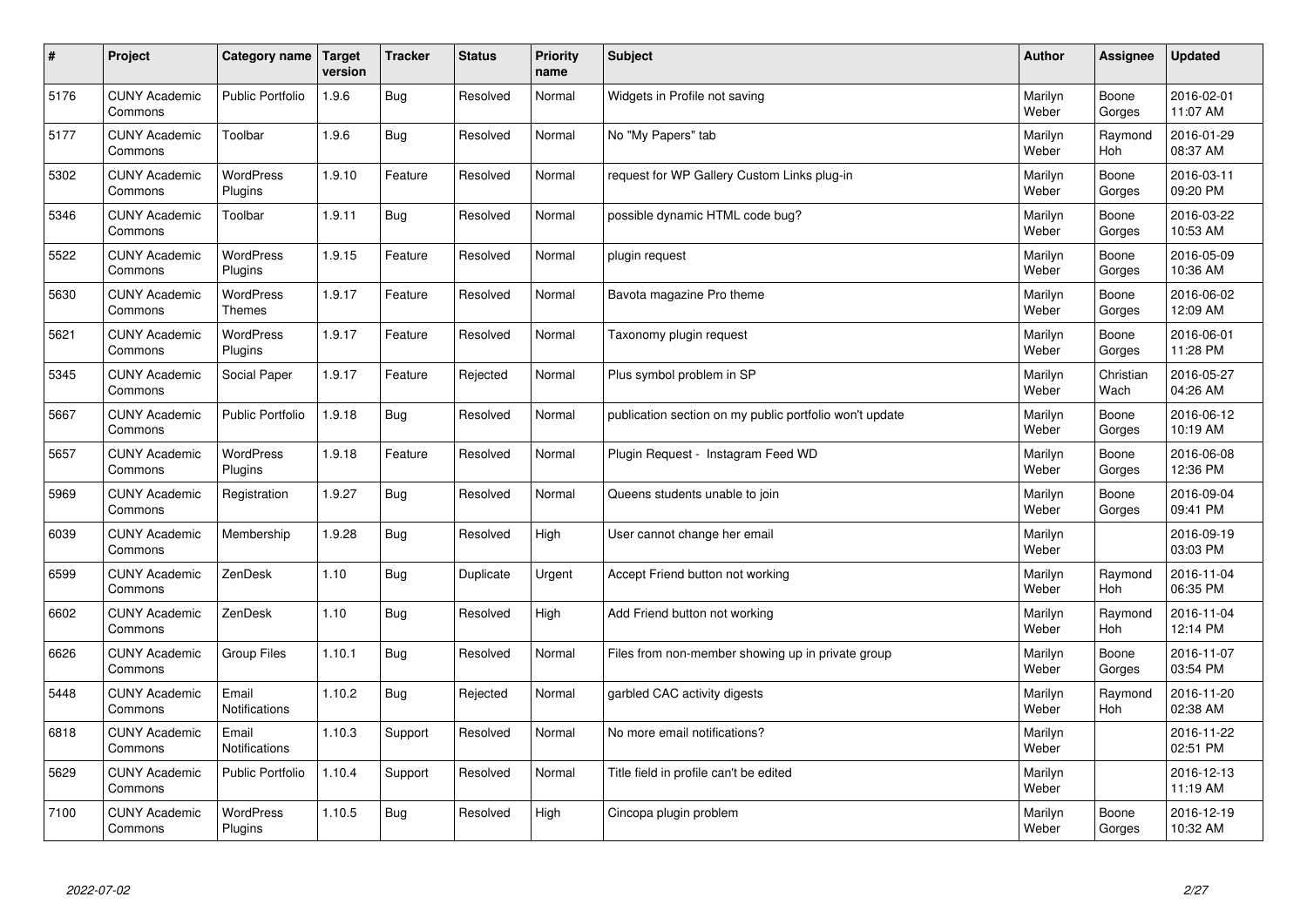| # | Project | Category name | Target version | Tracker | Status | Priority name | Subject | Author | Assignee | Updated |
|---|---|---|---|---|---|---|---|---|---|---|
| 5176 | CUNY Academic Commons | Public Portfolio | 1.9.6 | Bug | Resolved | Normal | Widgets in Profile not saving | Marilyn Weber | Boone Gorges | 2016-02-01 11:07 AM |
| 5177 | CUNY Academic Commons | Toolbar | 1.9.6 | Bug | Resolved | Normal | No "My Papers" tab | Marilyn Weber | Raymond Hoh | 2016-01-29 08:37 AM |
| 5302 | CUNY Academic Commons | WordPress Plugins | 1.9.10 | Feature | Resolved | Normal | request for WP Gallery Custom Links plug-in | Marilyn Weber | Boone Gorges | 2016-03-11 09:20 PM |
| 5346 | CUNY Academic Commons | Toolbar | 1.9.11 | Bug | Resolved | Normal | possible dynamic HTML code bug? | Marilyn Weber | Boone Gorges | 2016-03-22 10:53 AM |
| 5522 | CUNY Academic Commons | WordPress Plugins | 1.9.15 | Feature | Resolved | Normal | plugin request | Marilyn Weber | Boone Gorges | 2016-05-09 10:36 AM |
| 5630 | CUNY Academic Commons | WordPress Themes | 1.9.17 | Feature | Resolved | Normal | Bavota magazine Pro theme | Marilyn Weber | Boone Gorges | 2016-06-02 12:09 AM |
| 5621 | CUNY Academic Commons | WordPress Plugins | 1.9.17 | Feature | Resolved | Normal | Taxonomy plugin request | Marilyn Weber | Boone Gorges | 2016-06-01 11:28 PM |
| 5345 | CUNY Academic Commons | Social Paper | 1.9.17 | Feature | Rejected | Normal | Plus symbol problem in SP | Marilyn Weber | Christian Wach | 2016-05-27 04:26 AM |
| 5667 | CUNY Academic Commons | Public Portfolio | 1.9.18 | Bug | Resolved | Normal | publication section on my public portfolio won't update | Marilyn Weber | Boone Gorges | 2016-06-12 10:19 AM |
| 5657 | CUNY Academic Commons | WordPress Plugins | 1.9.18 | Feature | Resolved | Normal | Plugin Request - Instagram Feed WD | Marilyn Weber | Boone Gorges | 2016-06-08 12:36 PM |
| 5969 | CUNY Academic Commons | Registration | 1.9.27 | Bug | Resolved | Normal | Queens students unable to join | Marilyn Weber | Boone Gorges | 2016-09-04 09:41 PM |
| 6039 | CUNY Academic Commons | Membership | 1.9.28 | Bug | Resolved | High | User cannot change her email | Marilyn Weber | | 2016-09-19 03:03 PM |
| 6599 | CUNY Academic Commons | ZenDesk | 1.10 | Bug | Duplicate | Urgent | Accept Friend button not working | Marilyn Weber | Raymond Hoh | 2016-11-04 06:35 PM |
| 6602 | CUNY Academic Commons | ZenDesk | 1.10 | Bug | Resolved | High | Add Friend button not working | Marilyn Weber | Raymond Hoh | 2016-11-04 12:14 PM |
| 6626 | CUNY Academic Commons | Group Files | 1.10.1 | Bug | Resolved | Normal | Files from non-member showing up in private group | Marilyn Weber | Boone Gorges | 2016-11-07 03:54 PM |
| 5448 | CUNY Academic Commons | Email Notifications | 1.10.2 | Bug | Rejected | Normal | garbled CAC activity digests | Marilyn Weber | Raymond Hoh | 2016-11-20 02:38 AM |
| 6818 | CUNY Academic Commons | Email Notifications | 1.10.3 | Support | Resolved | Normal | No more email notifications? | Marilyn Weber | | 2016-11-22 02:51 PM |
| 5629 | CUNY Academic Commons | Public Portfolio | 1.10.4 | Support | Resolved | Normal | Title field in profile can't be edited | Marilyn Weber | | 2016-12-13 11:19 AM |
| 7100 | CUNY Academic Commons | WordPress Plugins | 1.10.5 | Bug | Resolved | High | Cincopa plugin problem | Marilyn Weber | Boone Gorges | 2016-12-19 10:32 AM |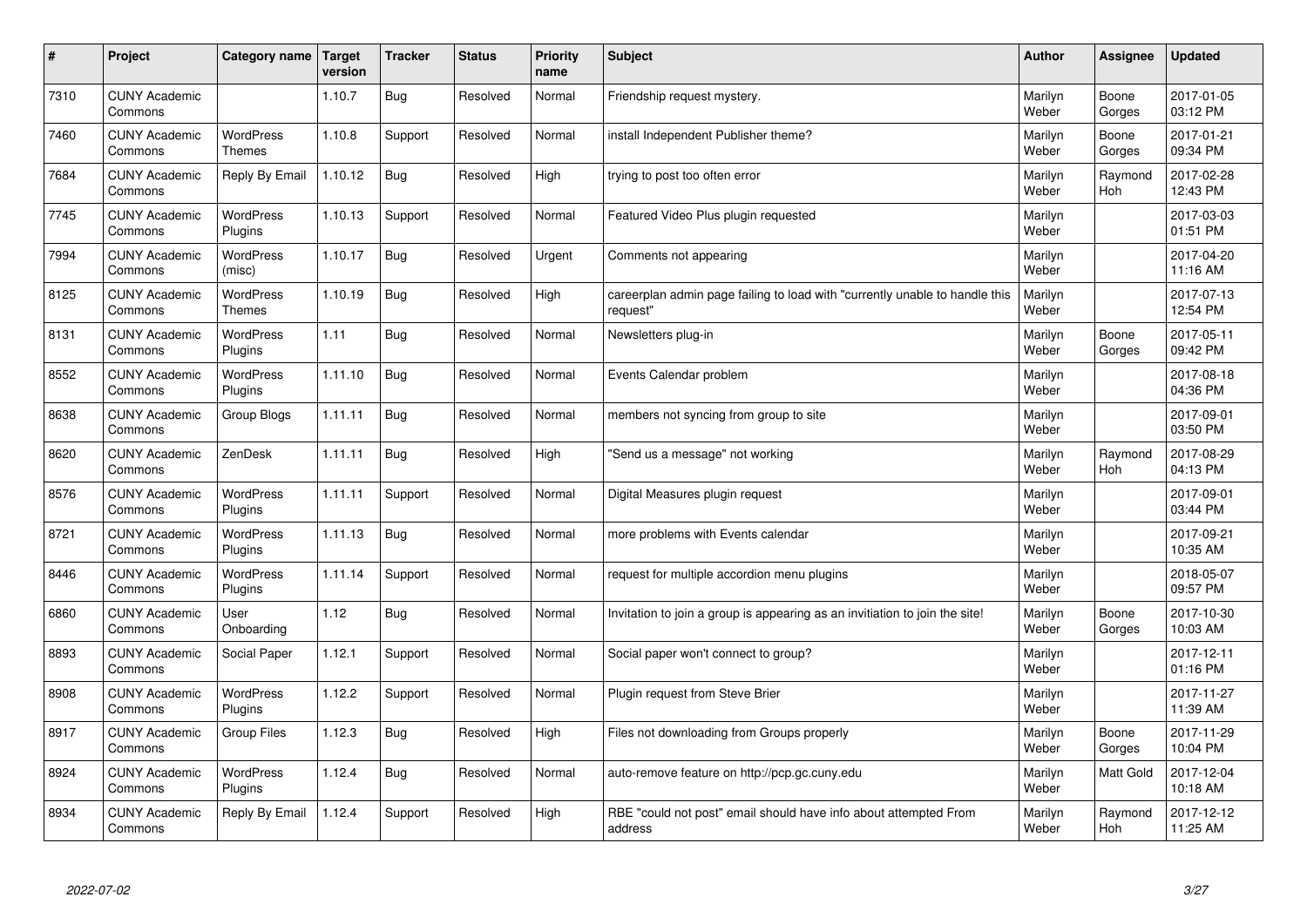| # | Project | Category name | Target version | Tracker | Status | Priority name | Subject | Author | Assignee | Updated |
|---|---|---|---|---|---|---|---|---|---|---|
| 7310 | CUNY Academic Commons | | 1.10.7 | Bug | Resolved | Normal | Friendship request mystery. | Marilyn Weber | Boone Gorges | 2017-01-05 03:12 PM |
| 7460 | CUNY Academic Commons | WordPress Themes | 1.10.8 | Support | Resolved | Normal | install Independent Publisher theme? | Marilyn Weber | Boone Gorges | 2017-01-21 09:34 PM |
| 7684 | CUNY Academic Commons | Reply By Email | 1.10.12 | Bug | Resolved | High | trying to post too often error | Marilyn Weber | Raymond Hoh | 2017-02-28 12:43 PM |
| 7745 | CUNY Academic Commons | WordPress Plugins | 1.10.13 | Support | Resolved | Normal | Featured Video Plus plugin requested | Marilyn Weber | | 2017-03-03 01:51 PM |
| 7994 | CUNY Academic Commons | WordPress (misc) | 1.10.17 | Bug | Resolved | Urgent | Comments not appearing | Marilyn Weber | | 2017-04-20 11:16 AM |
| 8125 | CUNY Academic Commons | WordPress Themes | 1.10.19 | Bug | Resolved | High | careerplan admin page failing to load with "currently unable to handle this request" | Marilyn Weber | | 2017-07-13 12:54 PM |
| 8131 | CUNY Academic Commons | WordPress Plugins | 1.11 | Bug | Resolved | Normal | Newsletters plug-in | Marilyn Weber | Boone Gorges | 2017-05-11 09:42 PM |
| 8552 | CUNY Academic Commons | WordPress Plugins | 1.11.10 | Bug | Resolved | Normal | Events Calendar problem | Marilyn Weber | | 2017-08-18 04:36 PM |
| 8638 | CUNY Academic Commons | Group Blogs | 1.11.11 | Bug | Resolved | Normal | members not syncing from group to site | Marilyn Weber | | 2017-09-01 03:50 PM |
| 8620 | CUNY Academic Commons | ZenDesk | 1.11.11 | Bug | Resolved | High | "Send us a message" not working | Marilyn Weber | Raymond Hoh | 2017-08-29 04:13 PM |
| 8576 | CUNY Academic Commons | WordPress Plugins | 1.11.11 | Support | Resolved | Normal | Digital Measures plugin request | Marilyn Weber | | 2017-09-01 03:44 PM |
| 8721 | CUNY Academic Commons | WordPress Plugins | 1.11.13 | Bug | Resolved | Normal | more problems with Events calendar | Marilyn Weber | | 2017-09-21 10:35 AM |
| 8446 | CUNY Academic Commons | WordPress Plugins | 1.11.14 | Support | Resolved | Normal | request for multiple accordion menu plugins | Marilyn Weber | | 2018-05-07 09:57 PM |
| 6860 | CUNY Academic Commons | User Onboarding | 1.12 | Bug | Resolved | Normal | Invitation to join a group is appearing as an invitiation to join the site! | Marilyn Weber | Boone Gorges | 2017-10-30 10:03 AM |
| 8893 | CUNY Academic Commons | Social Paper | 1.12.1 | Support | Resolved | Normal | Social paper won't connect to group? | Marilyn Weber | | 2017-12-11 01:16 PM |
| 8908 | CUNY Academic Commons | WordPress Plugins | 1.12.2 | Support | Resolved | Normal | Plugin request from Steve Brier | Marilyn Weber | | 2017-11-27 11:39 AM |
| 8917 | CUNY Academic Commons | Group Files | 1.12.3 | Bug | Resolved | High | Files not downloading from Groups properly | Marilyn Weber | Boone Gorges | 2017-11-29 10:04 PM |
| 8924 | CUNY Academic Commons | WordPress Plugins | 1.12.4 | Bug | Resolved | Normal | auto-remove feature on http://pcp.gc.cuny.edu | Marilyn Weber | Matt Gold | 2017-12-04 10:18 AM |
| 8934 | CUNY Academic Commons | Reply By Email | 1.12.4 | Support | Resolved | High | RBE "could not post" email should have info about attempted From address | Marilyn Weber | Raymond Hoh | 2017-12-12 11:25 AM |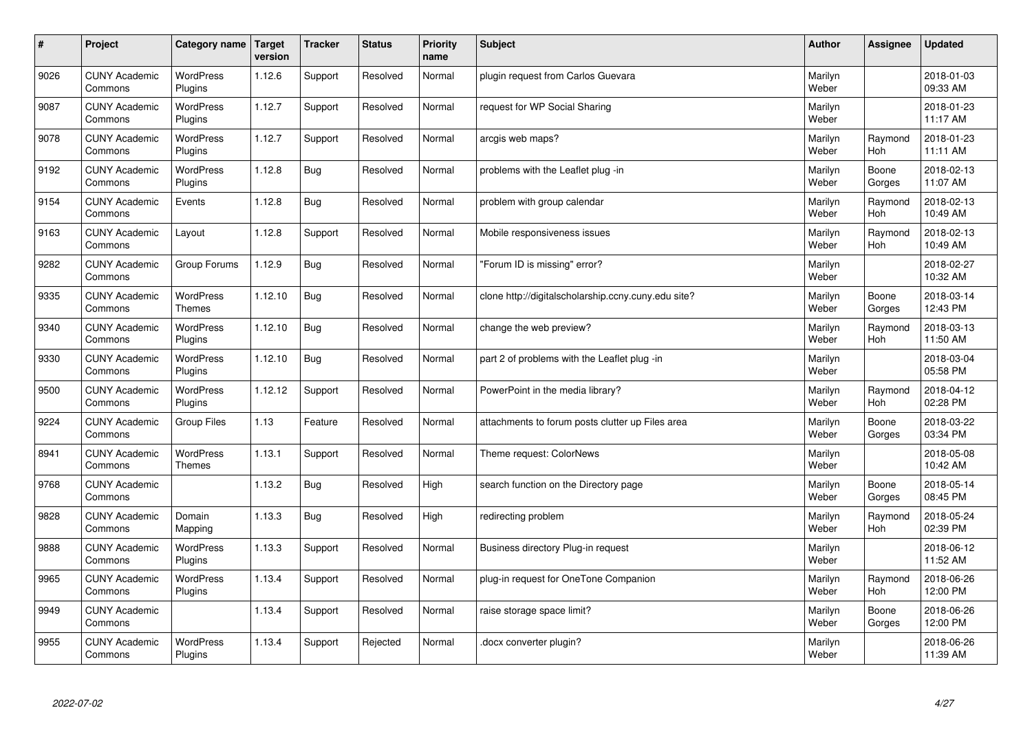| # | Project | Category name | Target version | Tracker | Status | Priority name | Subject | Author | Assignee | Updated |
|---|---|---|---|---|---|---|---|---|---|---|
| 9026 | CUNY Academic Commons | WordPress Plugins | 1.12.6 | Support | Resolved | Normal | plugin request from Carlos Guevara | Marilyn Weber | | 2018-01-03 09:33 AM |
| 9087 | CUNY Academic Commons | WordPress Plugins | 1.12.7 | Support | Resolved | Normal | request for WP Social Sharing | Marilyn Weber | | 2018-01-23 11:17 AM |
| 9078 | CUNY Academic Commons | WordPress Plugins | 1.12.7 | Support | Resolved | Normal | arcgis web maps? | Marilyn Weber | Raymond Hoh | 2018-01-23 11:11 AM |
| 9192 | CUNY Academic Commons | WordPress Plugins | 1.12.8 | Bug | Resolved | Normal | problems with the Leaflet plug -in | Marilyn Weber | Boone Gorges | 2018-02-13 11:07 AM |
| 9154 | CUNY Academic Commons | Events | 1.12.8 | Bug | Resolved | Normal | problem with group calendar | Marilyn Weber | Raymond Hoh | 2018-02-13 10:49 AM |
| 9163 | CUNY Academic Commons | Layout | 1.12.8 | Support | Resolved | Normal | Mobile responsiveness issues | Marilyn Weber | Raymond Hoh | 2018-02-13 10:49 AM |
| 9282 | CUNY Academic Commons | Group Forums | 1.12.9 | Bug | Resolved | Normal | "Forum ID is missing" error? | Marilyn Weber | | 2018-02-27 10:32 AM |
| 9335 | CUNY Academic Commons | WordPress Themes | 1.12.10 | Bug | Resolved | Normal | clone http://digitalscholarship.ccny.cuny.edu site? | Marilyn Weber | Boone Gorges | 2018-03-14 12:43 PM |
| 9340 | CUNY Academic Commons | WordPress Plugins | 1.12.10 | Bug | Resolved | Normal | change the web preview? | Marilyn Weber | Raymond Hoh | 2018-03-13 11:50 AM |
| 9330 | CUNY Academic Commons | WordPress Plugins | 1.12.10 | Bug | Resolved | Normal | part 2 of problems with the Leaflet plug -in | Marilyn Weber | | 2018-03-04 05:58 PM |
| 9500 | CUNY Academic Commons | WordPress Plugins | 1.12.12 | Support | Resolved | Normal | PowerPoint in the media library? | Marilyn Weber | Raymond Hoh | 2018-04-12 02:28 PM |
| 9224 | CUNY Academic Commons | Group Files | 1.13 | Feature | Resolved | Normal | attachments to forum posts clutter up Files area | Marilyn Weber | Boone Gorges | 2018-03-22 03:34 PM |
| 8941 | CUNY Academic Commons | WordPress Themes | 1.13.1 | Support | Resolved | Normal | Theme request: ColorNews | Marilyn Weber | | 2018-05-08 10:42 AM |
| 9768 | CUNY Academic Commons | | 1.13.2 | Bug | Resolved | High | search function on the Directory page | Marilyn Weber | Boone Gorges | 2018-05-14 08:45 PM |
| 9828 | CUNY Academic Commons | Domain Mapping | 1.13.3 | Bug | Resolved | High | redirecting problem | Marilyn Weber | Raymond Hoh | 2018-05-24 02:39 PM |
| 9888 | CUNY Academic Commons | WordPress Plugins | 1.13.3 | Support | Resolved | Normal | Business directory Plug-in request | Marilyn Weber | | 2018-06-12 11:52 AM |
| 9965 | CUNY Academic Commons | WordPress Plugins | 1.13.4 | Support | Resolved | Normal | plug-in request for OneTone Companion | Marilyn Weber | Raymond Hoh | 2018-06-26 12:00 PM |
| 9949 | CUNY Academic Commons | | 1.13.4 | Support | Resolved | Normal | raise storage space limit? | Marilyn Weber | Boone Gorges | 2018-06-26 12:00 PM |
| 9955 | CUNY Academic Commons | WordPress Plugins | 1.13.4 | Support | Rejected | Normal | .docx converter plugin? | Marilyn Weber | | 2018-06-26 11:39 AM |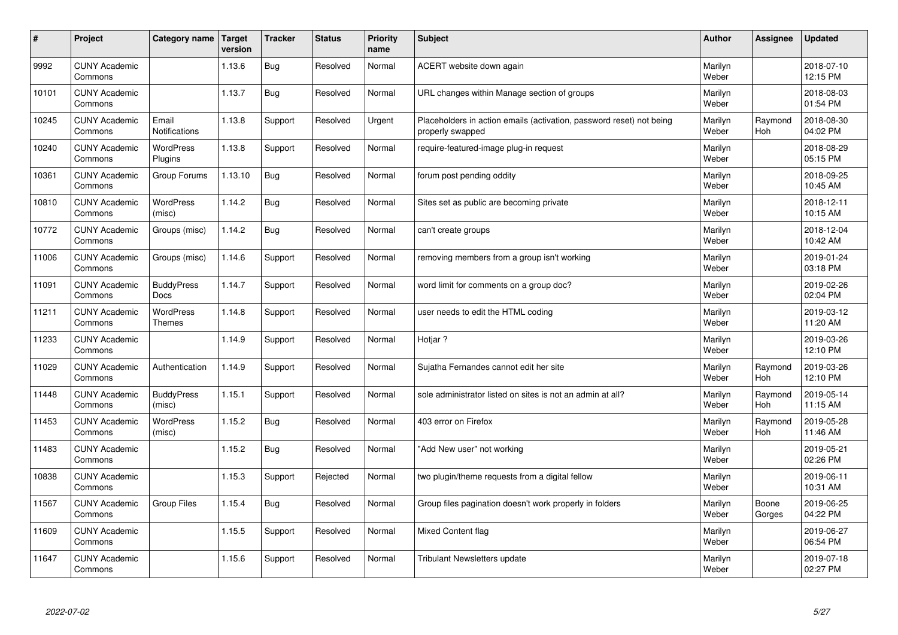| # | Project | Category name | Target version | Tracker | Status | Priority name | Subject | Author | Assignee | Updated |
|---|---|---|---|---|---|---|---|---|---|---|
| 9992 | CUNY Academic Commons | | 1.13.6 | Bug | Resolved | Normal | ACERT website down again | Marilyn Weber | | 2018-07-10 12:15 PM |
| 10101 | CUNY Academic Commons | | 1.13.7 | Bug | Resolved | Normal | URL changes within Manage section of groups | Marilyn Weber | | 2018-08-03 01:54 PM |
| 10245 | CUNY Academic Commons | Email Notifications | 1.13.8 | Support | Resolved | Urgent | Placeholders in action emails (activation, password reset) not being properly swapped | Marilyn Weber | Raymond Hoh | 2018-08-30 04:02 PM |
| 10240 | CUNY Academic Commons | WordPress Plugins | 1.13.8 | Support | Resolved | Normal | require-featured-image plug-in request | Marilyn Weber | | 2018-08-29 05:15 PM |
| 10361 | CUNY Academic Commons | Group Forums | 1.13.10 | Bug | Resolved | Normal | forum post pending oddity | Marilyn Weber | | 2018-09-25 10:45 AM |
| 10810 | CUNY Academic Commons | WordPress (misc) | 1.14.2 | Bug | Resolved | Normal | Sites set as public are becoming private | Marilyn Weber | | 2018-12-11 10:15 AM |
| 10772 | CUNY Academic Commons | Groups (misc) | 1.14.2 | Bug | Resolved | Normal | can't create groups | Marilyn Weber | | 2018-12-04 10:42 AM |
| 11006 | CUNY Academic Commons | Groups (misc) | 1.14.6 | Support | Resolved | Normal | removing members from a group isn't working | Marilyn Weber | | 2019-01-24 03:18 PM |
| 11091 | CUNY Academic Commons | BuddyPress Docs | 1.14.7 | Support | Resolved | Normal | word limit for comments on a group doc? | Marilyn Weber | | 2019-02-26 02:04 PM |
| 11211 | CUNY Academic Commons | WordPress Themes | 1.14.8 | Support | Resolved | Normal | user needs to edit the HTML coding | Marilyn Weber | | 2019-03-12 11:20 AM |
| 11233 | CUNY Academic Commons | | 1.14.9 | Support | Resolved | Normal | Hotjar ? | Marilyn Weber | | 2019-03-26 12:10 PM |
| 11029 | CUNY Academic Commons | Authentication | 1.14.9 | Support | Resolved | Normal | Sujatha Fernandes cannot edit her site | Marilyn Weber | Raymond Hoh | 2019-03-26 12:10 PM |
| 11448 | CUNY Academic Commons | BuddyPress (misc) | 1.15.1 | Support | Resolved | Normal | sole administrator listed on sites is not an admin at all? | Marilyn Weber | Raymond Hoh | 2019-05-14 11:15 AM |
| 11453 | CUNY Academic Commons | WordPress (misc) | 1.15.2 | Bug | Resolved | Normal | 403 error on Firefox | Marilyn Weber | Raymond Hoh | 2019-05-28 11:46 AM |
| 11483 | CUNY Academic Commons | | 1.15.2 | Bug | Resolved | Normal | "Add New user" not working | Marilyn Weber | | 2019-05-21 02:26 PM |
| 10838 | CUNY Academic Commons | | 1.15.3 | Support | Rejected | Normal | two plugin/theme requests from a digital fellow | Marilyn Weber | | 2019-06-11 10:31 AM |
| 11567 | CUNY Academic Commons | Group Files | 1.15.4 | Bug | Resolved | Normal | Group files pagination doesn't work properly in folders | Marilyn Weber | Boone Gorges | 2019-06-25 04:22 PM |
| 11609 | CUNY Academic Commons | | 1.15.5 | Support | Resolved | Normal | Mixed Content flag | Marilyn Weber | | 2019-06-27 06:54 PM |
| 11647 | CUNY Academic Commons | | 1.15.6 | Support | Resolved | Normal | Tribulant Newsletters update | Marilyn Weber | | 2019-07-18 02:27 PM |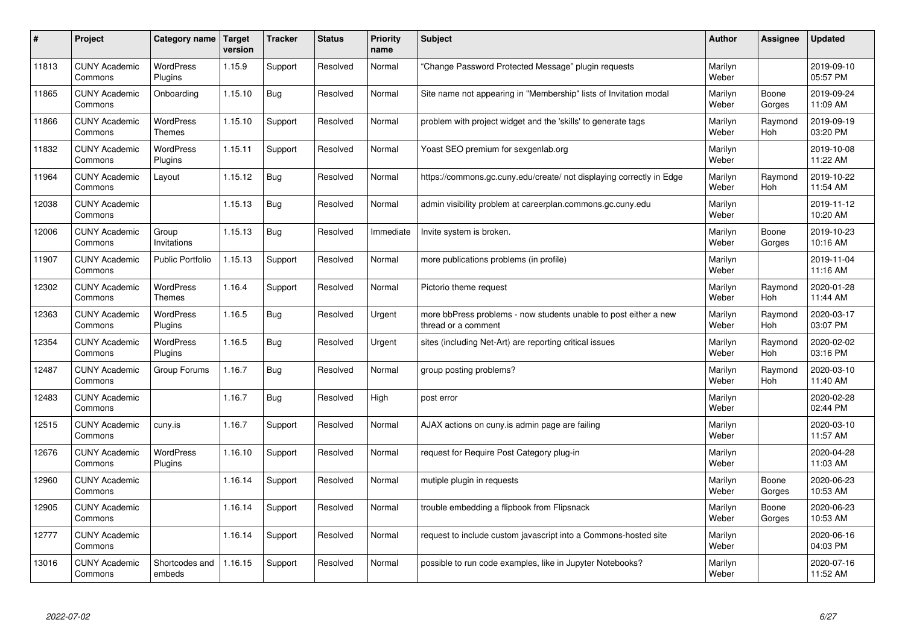| # | Project | Category name | Target version | Tracker | Status | Priority name | Subject | Author | Assignee | Updated |
|---|---|---|---|---|---|---|---|---|---|---|
| 11813 | CUNY Academic Commons | WordPress Plugins | 1.15.9 | Support | Resolved | Normal | "Change Password Protected Message" plugin requests | Marilyn Weber | | 2019-09-10 05:57 PM |
| 11865 | CUNY Academic Commons | Onboarding | 1.15.10 | Bug | Resolved | Normal | Site name not appearing in "Membership" lists of Invitation modal | Marilyn Weber | Boone Gorges | 2019-09-24 11:09 AM |
| 11866 | CUNY Academic Commons | WordPress Themes | 1.15.10 | Support | Resolved | Normal | problem with project widget and the 'skills' to generate tags | Marilyn Weber | Raymond Hoh | 2019-09-19 03:20 PM |
| 11832 | CUNY Academic Commons | WordPress Plugins | 1.15.11 | Support | Resolved | Normal | Yoast SEO premium for sexgenlab.org | Marilyn Weber | | 2019-10-08 11:22 AM |
| 11964 | CUNY Academic Commons | Layout | 1.15.12 | Bug | Resolved | Normal | https://commons.gc.cuny.edu/create/ not displaying correctly in Edge | Marilyn Weber | Raymond Hoh | 2019-10-22 11:54 AM |
| 12038 | CUNY Academic Commons | | 1.15.13 | Bug | Resolved | Normal | admin visibility problem at careerplan.commons.gc.cuny.edu | Marilyn Weber | | 2019-11-12 10:20 AM |
| 12006 | CUNY Academic Commons | Group Invitations | 1.15.13 | Bug | Resolved | Immediate | Invite system is broken. | Marilyn Weber | Boone Gorges | 2019-10-23 10:16 AM |
| 11907 | CUNY Academic Commons | Public Portfolio | 1.15.13 | Support | Resolved | Normal | more publications problems (in profile) | Marilyn Weber | | 2019-11-04 11:16 AM |
| 12302 | CUNY Academic Commons | WordPress Themes | 1.16.4 | Support | Resolved | Normal | Pictorio theme request | Marilyn Weber | Raymond Hoh | 2020-01-28 11:44 AM |
| 12363 | CUNY Academic Commons | WordPress Plugins | 1.16.5 | Bug | Resolved | Urgent | more bbPress problems - now students unable to post either a new thread or a comment | Marilyn Weber | Raymond Hoh | 2020-03-17 03:07 PM |
| 12354 | CUNY Academic Commons | WordPress Plugins | 1.16.5 | Bug | Resolved | Urgent | sites (including Net-Art) are reporting critical issues | Marilyn Weber | Raymond Hoh | 2020-02-02 03:16 PM |
| 12487 | CUNY Academic Commons | Group Forums | 1.16.7 | Bug | Resolved | Normal | group posting problems? | Marilyn Weber | Raymond Hoh | 2020-03-10 11:40 AM |
| 12483 | CUNY Academic Commons | | 1.16.7 | Bug | Resolved | High | post error | Marilyn Weber | | 2020-02-28 02:44 PM |
| 12515 | CUNY Academic Commons | cuny.is | 1.16.7 | Support | Resolved | Normal | AJAX actions on cuny.is admin page are failing | Marilyn Weber | | 2020-03-10 11:57 AM |
| 12676 | CUNY Academic Commons | WordPress Plugins | 1.16.10 | Support | Resolved | Normal | request for Require Post Category plug-in | Marilyn Weber | | 2020-04-28 11:03 AM |
| 12960 | CUNY Academic Commons | | 1.16.14 | Support | Resolved | Normal | mutiple plugin in requests | Marilyn Weber | Boone Gorges | 2020-06-23 10:53 AM |
| 12905 | CUNY Academic Commons | | 1.16.14 | Support | Resolved | Normal | trouble embedding a flipbook from Flipsnack | Marilyn Weber | Boone Gorges | 2020-06-23 10:53 AM |
| 12777 | CUNY Academic Commons | | 1.16.14 | Support | Resolved | Normal | request to include custom javascript into a Commons-hosted site | Marilyn Weber | | 2020-06-16 04:03 PM |
| 13016 | CUNY Academic Commons | Shortcodes and embeds | 1.16.15 | Support | Resolved | Normal | possible to run code examples, like in Jupyter Notebooks? | Marilyn Weber | | 2020-07-16 11:52 AM |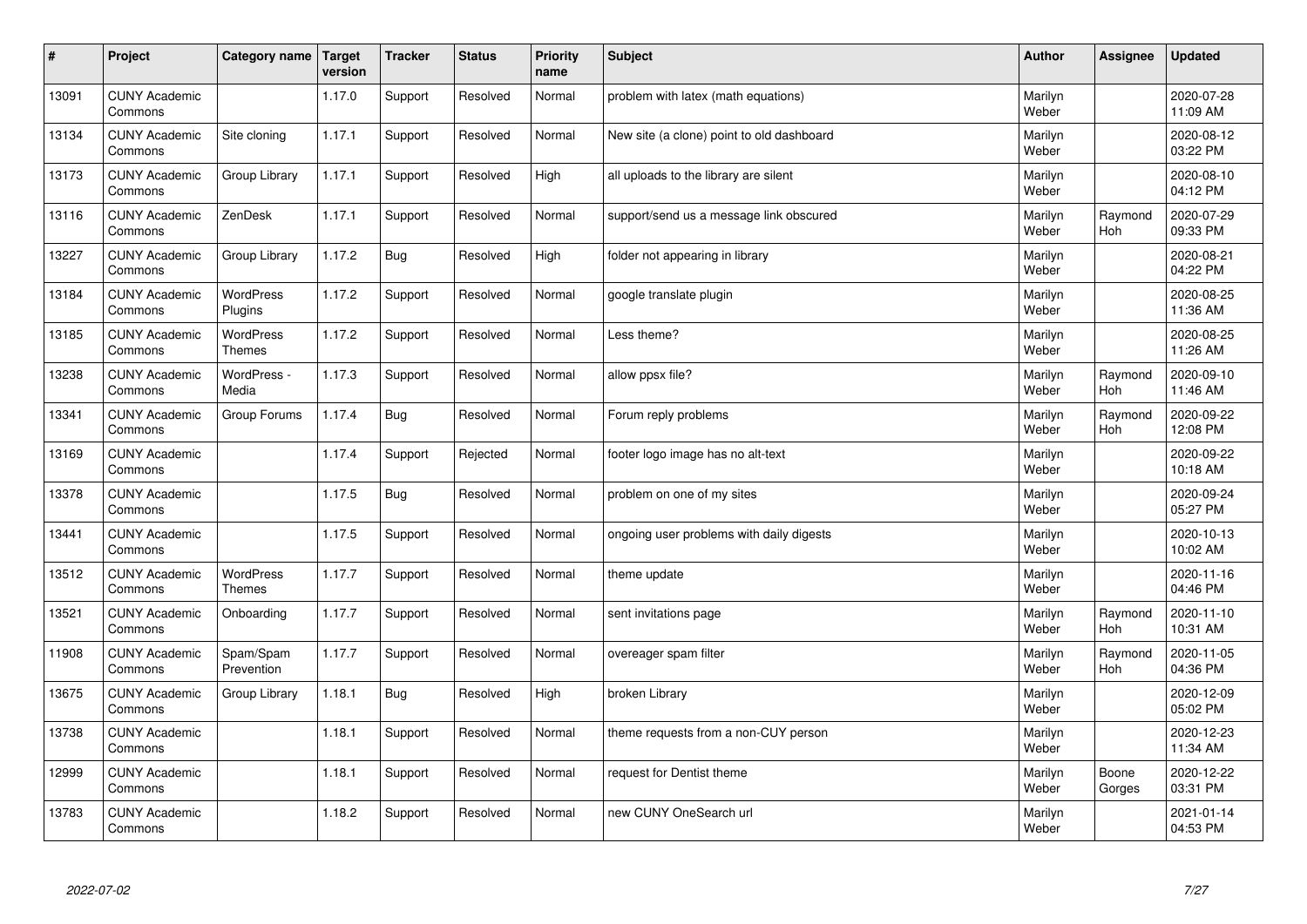| # | Project | Category name | Target version | Tracker | Status | Priority name | Subject | Author | Assignee | Updated |
|---|---|---|---|---|---|---|---|---|---|---|
| 13091 | CUNY Academic Commons | | 1.17.0 | Support | Resolved | Normal | problem with latex (math equations) | Marilyn Weber | | 2020-07-28 11:09 AM |
| 13134 | CUNY Academic Commons | Site cloning | 1.17.1 | Support | Resolved | Normal | New site (a clone) point to old dashboard | Marilyn Weber | | 2020-08-12 03:22 PM |
| 13173 | CUNY Academic Commons | Group Library | 1.17.1 | Support | Resolved | High | all uploads to the library are silent | Marilyn Weber | | 2020-08-10 04:12 PM |
| 13116 | CUNY Academic Commons | ZenDesk | 1.17.1 | Support | Resolved | Normal | support/send us a message link obscured | Marilyn Weber | Raymond Hoh | 2020-07-29 09:33 PM |
| 13227 | CUNY Academic Commons | Group Library | 1.17.2 | Bug | Resolved | High | folder not appearing in library | Marilyn Weber | | 2020-08-21 04:22 PM |
| 13184 | CUNY Academic Commons | WordPress Plugins | 1.17.2 | Support | Resolved | Normal | google translate plugin | Marilyn Weber | | 2020-08-25 11:36 AM |
| 13185 | CUNY Academic Commons | WordPress Themes | 1.17.2 | Support | Resolved | Normal | Less theme? | Marilyn Weber | | 2020-08-25 11:26 AM |
| 13238 | CUNY Academic Commons | WordPress - Media | 1.17.3 | Support | Resolved | Normal | allow ppsx file? | Marilyn Weber | Raymond Hoh | 2020-09-10 11:46 AM |
| 13341 | CUNY Academic Commons | Group Forums | 1.17.4 | Bug | Resolved | Normal | Forum reply problems | Marilyn Weber | Raymond Hoh | 2020-09-22 12:08 PM |
| 13169 | CUNY Academic Commons | | 1.17.4 | Support | Rejected | Normal | footer logo image has no alt-text | Marilyn Weber | | 2020-09-22 10:18 AM |
| 13378 | CUNY Academic Commons | | 1.17.5 | Bug | Resolved | Normal | problem on one of my sites | Marilyn Weber | | 2020-09-24 05:27 PM |
| 13441 | CUNY Academic Commons | | 1.17.5 | Support | Resolved | Normal | ongoing user problems with daily digests | Marilyn Weber | | 2020-10-13 10:02 AM |
| 13512 | CUNY Academic Commons | WordPress Themes | 1.17.7 | Support | Resolved | Normal | theme update | Marilyn Weber | | 2020-11-16 04:46 PM |
| 13521 | CUNY Academic Commons | Onboarding | 1.17.7 | Support | Resolved | Normal | sent invitations page | Marilyn Weber | Raymond Hoh | 2020-11-10 10:31 AM |
| 11908 | CUNY Academic Commons | Spam/Spam Prevention | 1.17.7 | Support | Resolved | Normal | overeager spam filter | Marilyn Weber | Raymond Hoh | 2020-11-05 04:36 PM |
| 13675 | CUNY Academic Commons | Group Library | 1.18.1 | Bug | Resolved | High | broken Library | Marilyn Weber | | 2020-12-09 05:02 PM |
| 13738 | CUNY Academic Commons | | 1.18.1 | Support | Resolved | Normal | theme requests from a non-CUY person | Marilyn Weber | | 2020-12-23 11:34 AM |
| 12999 | CUNY Academic Commons | | 1.18.1 | Support | Resolved | Normal | request for Dentist theme | Marilyn Weber | Boone Gorges | 2020-12-22 03:31 PM |
| 13783 | CUNY Academic Commons | | 1.18.2 | Support | Resolved | Normal | new CUNY OneSearch url | Marilyn Weber | | 2021-01-14 04:53 PM |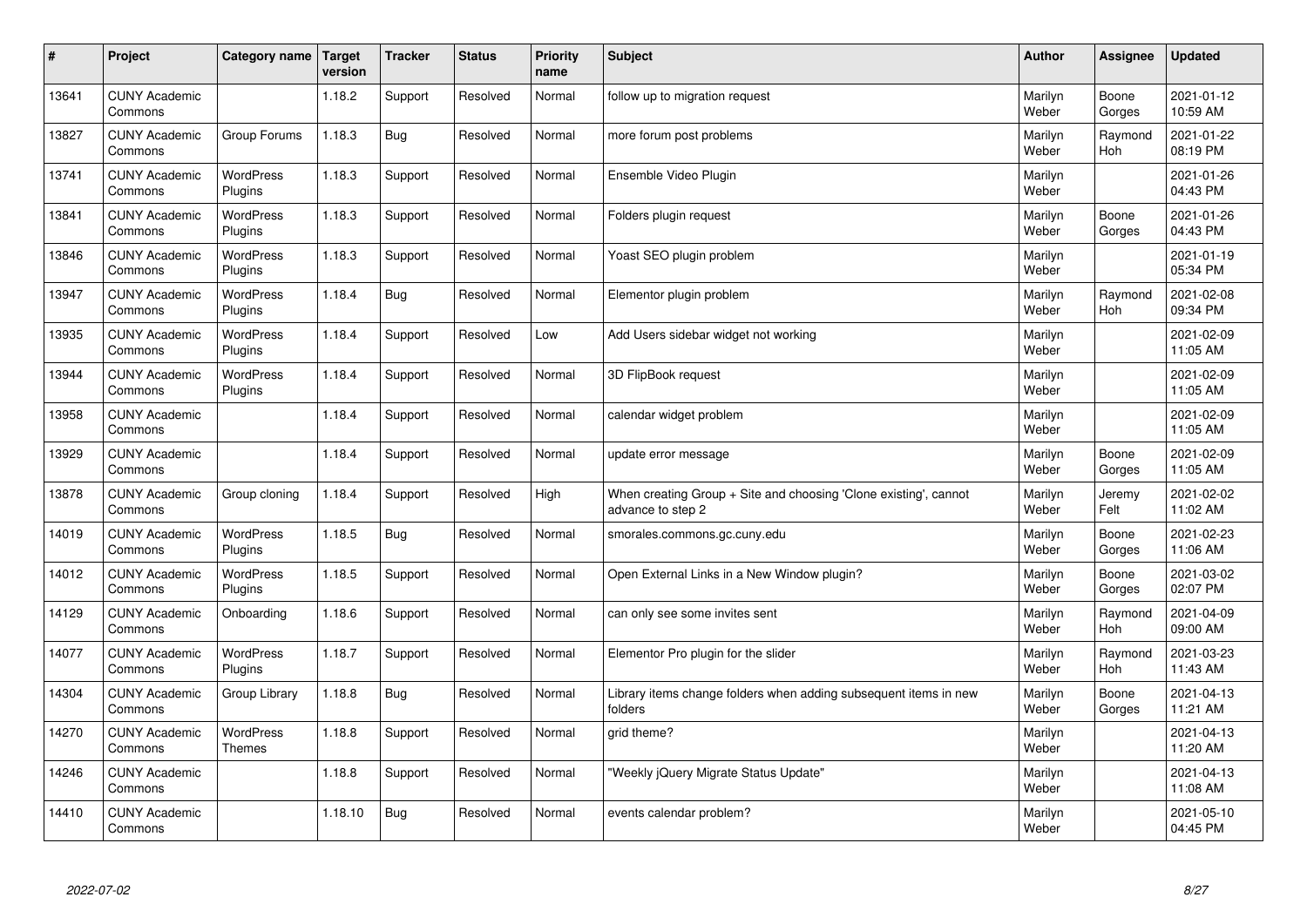| # | Project | Category name | Target version | Tracker | Status | Priority name | Subject | Author | Assignee | Updated |
|---|---|---|---|---|---|---|---|---|---|---|
| 13641 | CUNY Academic Commons | | 1.18.2 | Support | Resolved | Normal | follow up to migration request | Marilyn Weber | Boone Gorges | 2021-01-12 10:59 AM |
| 13827 | CUNY Academic Commons | Group Forums | 1.18.3 | Bug | Resolved | Normal | more forum post problems | Marilyn Weber | Raymond Hoh | 2021-01-22 08:19 PM |
| 13741 | CUNY Academic Commons | WordPress Plugins | 1.18.3 | Support | Resolved | Normal | Ensemble Video Plugin | Marilyn Weber | | 2021-01-26 04:43 PM |
| 13841 | CUNY Academic Commons | WordPress Plugins | 1.18.3 | Support | Resolved | Normal | Folders plugin request | Marilyn Weber | Boone Gorges | 2021-01-26 04:43 PM |
| 13846 | CUNY Academic Commons | WordPress Plugins | 1.18.3 | Support | Resolved | Normal | Yoast SEO plugin problem | Marilyn Weber | | 2021-01-19 05:34 PM |
| 13947 | CUNY Academic Commons | WordPress Plugins | 1.18.4 | Bug | Resolved | Normal | Elementor plugin problem | Marilyn Weber | Raymond Hoh | 2021-02-08 09:34 PM |
| 13935 | CUNY Academic Commons | WordPress Plugins | 1.18.4 | Support | Resolved | Low | Add Users sidebar widget not working | Marilyn Weber | | 2021-02-09 11:05 AM |
| 13944 | CUNY Academic Commons | WordPress Plugins | 1.18.4 | Support | Resolved | Normal | 3D FlipBook request | Marilyn Weber | | 2021-02-09 11:05 AM |
| 13958 | CUNY Academic Commons | | 1.18.4 | Support | Resolved | Normal | calendar widget problem | Marilyn Weber | | 2021-02-09 11:05 AM |
| 13929 | CUNY Academic Commons | | 1.18.4 | Support | Resolved | Normal | update error message | Marilyn Weber | Boone Gorges | 2021-02-09 11:05 AM |
| 13878 | CUNY Academic Commons | Group cloning | 1.18.4 | Support | Resolved | High | When creating Group + Site and choosing 'Clone existing', cannot advance to step 2 | Marilyn Weber | Jeremy Felt | 2021-02-02 11:02 AM |
| 14019 | CUNY Academic Commons | WordPress Plugins | 1.18.5 | Bug | Resolved | Normal | smorales.commons.gc.cuny.edu | Marilyn Weber | Boone Gorges | 2021-02-23 11:06 AM |
| 14012 | CUNY Academic Commons | WordPress Plugins | 1.18.5 | Support | Resolved | Normal | Open External Links in a New Window plugin? | Marilyn Weber | Boone Gorges | 2021-03-02 02:07 PM |
| 14129 | CUNY Academic Commons | Onboarding | 1.18.6 | Support | Resolved | Normal | can only see some invites sent | Marilyn Weber | Raymond Hoh | 2021-04-09 09:00 AM |
| 14077 | CUNY Academic Commons | WordPress Plugins | 1.18.7 | Support | Resolved | Normal | Elementor Pro plugin for the slider | Marilyn Weber | Raymond Hoh | 2021-03-23 11:43 AM |
| 14304 | CUNY Academic Commons | Group Library | 1.18.8 | Bug | Resolved | Normal | Library items change folders when adding subsequent items in new folders | Marilyn Weber | Boone Gorges | 2021-04-13 11:21 AM |
| 14270 | CUNY Academic Commons | WordPress Themes | 1.18.8 | Support | Resolved | Normal | grid theme? | Marilyn Weber | | 2021-04-13 11:20 AM |
| 14246 | CUNY Academic Commons | | 1.18.8 | Support | Resolved | Normal | "Weekly jQuery Migrate Status Update" | Marilyn Weber | | 2021-04-13 11:08 AM |
| 14410 | CUNY Academic Commons | | 1.18.10 | Bug | Resolved | Normal | events calendar problem? | Marilyn Weber | | 2021-05-10 04:45 PM |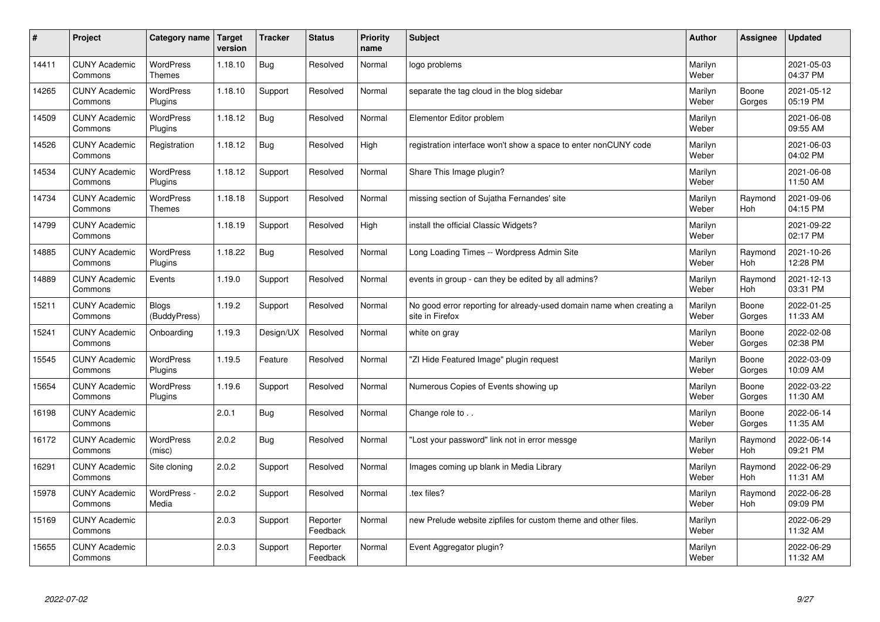| # | Project | Category name | Target version | Tracker | Status | Priority name | Subject | Author | Assignee | Updated |
|---|---|---|---|---|---|---|---|---|---|---|
| 14411 | CUNY Academic Commons | WordPress Themes | 1.18.10 | Bug | Resolved | Normal | logo problems | Marilyn Weber | | 2021-05-03 04:37 PM |
| 14265 | CUNY Academic Commons | WordPress Plugins | 1.18.10 | Support | Resolved | Normal | separate the tag cloud in the blog sidebar | Marilyn Weber | Boone Gorges | 2021-05-12 05:19 PM |
| 14509 | CUNY Academic Commons | WordPress Plugins | 1.18.12 | Bug | Resolved | Normal | Elementor Editor problem | Marilyn Weber | | 2021-06-08 09:55 AM |
| 14526 | CUNY Academic Commons | Registration | 1.18.12 | Bug | Resolved | High | registration interface won't show a space to enter nonCUNY code | Marilyn Weber | | 2021-06-03 04:02 PM |
| 14534 | CUNY Academic Commons | WordPress Plugins | 1.18.12 | Support | Resolved | Normal | Share This Image plugin? | Marilyn Weber | | 2021-06-08 11:50 AM |
| 14734 | CUNY Academic Commons | WordPress Themes | 1.18.18 | Support | Resolved | Normal | missing section of Sujatha Fernandes' site | Marilyn Weber | Raymond Hoh | 2021-09-06 04:15 PM |
| 14799 | CUNY Academic Commons | | 1.18.19 | Support | Resolved | High | install the official Classic Widgets? | Marilyn Weber | | 2021-09-22 02:17 PM |
| 14885 | CUNY Academic Commons | WordPress Plugins | 1.18.22 | Bug | Resolved | Normal | Long Loading Times -- Wordpress Admin Site | Marilyn Weber | Raymond Hoh | 2021-10-26 12:28 PM |
| 14889 | CUNY Academic Commons | Events | 1.19.0 | Support | Resolved | Normal | events in group - can they be edited by all admins? | Marilyn Weber | Raymond Hoh | 2021-12-13 03:31 PM |
| 15211 | CUNY Academic Commons | Blogs (BuddyPress) | 1.19.2 | Support | Resolved | Normal | No good error reporting for already-used domain name when creating a site in Firefox | Marilyn Weber | Boone Gorges | 2022-01-25 11:33 AM |
| 15241 | CUNY Academic Commons | Onboarding | 1.19.3 | Design/UX | Resolved | Normal | white on gray | Marilyn Weber | Boone Gorges | 2022-02-08 02:38 PM |
| 15545 | CUNY Academic Commons | WordPress Plugins | 1.19.5 | Feature | Resolved | Normal | "ZI Hide Featured Image" plugin request | Marilyn Weber | Boone Gorges | 2022-03-09 10:09 AM |
| 15654 | CUNY Academic Commons | WordPress Plugins | 1.19.6 | Support | Resolved | Normal | Numerous Copies of Events showing up | Marilyn Weber | Boone Gorges | 2022-03-22 11:30 AM |
| 16198 | CUNY Academic Commons | | 2.0.1 | Bug | Resolved | Normal | Change role to . . | Marilyn Weber | Boone Gorges | 2022-06-14 11:35 AM |
| 16172 | CUNY Academic Commons | WordPress (misc) | 2.0.2 | Bug | Resolved | Normal | "Lost your password" link not in error messge | Marilyn Weber | Raymond Hoh | 2022-06-14 09:21 PM |
| 16291 | CUNY Academic Commons | Site cloning | 2.0.2 | Support | Resolved | Normal | Images coming up blank in Media Library | Marilyn Weber | Raymond Hoh | 2022-06-29 11:31 AM |
| 15978 | CUNY Academic Commons | WordPress - Media | 2.0.2 | Support | Resolved | Normal | .tex files? | Marilyn Weber | Raymond Hoh | 2022-06-28 09:09 PM |
| 15169 | CUNY Academic Commons | | 2.0.3 | Support | Reporter Feedback | Normal | new Prelude website zipfiles for custom theme and other files. | Marilyn Weber | | 2022-06-29 11:32 AM |
| 15655 | CUNY Academic Commons | | 2.0.3 | Support | Reporter Feedback | Normal | Event Aggregator plugin? | Marilyn Weber | | 2022-06-29 11:32 AM |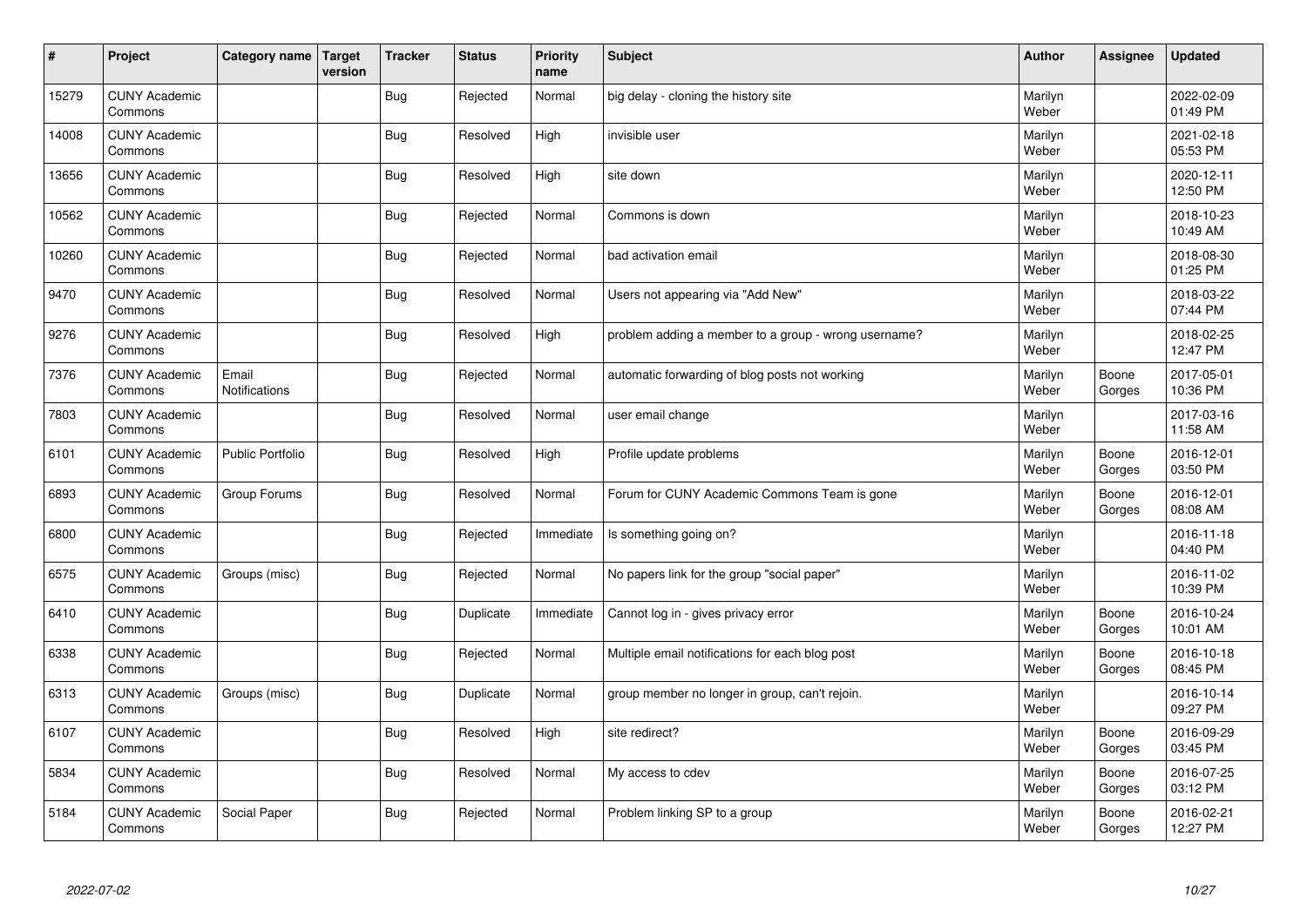| # | Project | Category name | Target version | Tracker | Status | Priority name | Subject | Author | Assignee | Updated |
|---|---|---|---|---|---|---|---|---|---|---|
| 15279 | CUNY Academic Commons | | | Bug | Rejected | Normal | big delay - cloning the history site | Marilyn Weber | | 2022-02-09 01:49 PM |
| 14008 | CUNY Academic Commons | | | Bug | Resolved | High | invisible user | Marilyn Weber | | 2021-02-18 05:53 PM |
| 13656 | CUNY Academic Commons | | | Bug | Resolved | High | site down | Marilyn Weber | | 2020-12-11 12:50 PM |
| 10562 | CUNY Academic Commons | | | Bug | Rejected | Normal | Commons is down | Marilyn Weber | | 2018-10-23 10:49 AM |
| 10260 | CUNY Academic Commons | | | Bug | Rejected | Normal | bad activation email | Marilyn Weber | | 2018-08-30 01:25 PM |
| 9470 | CUNY Academic Commons | | | Bug | Resolved | Normal | Users not appearing via "Add New" | Marilyn Weber | | 2018-03-22 07:44 PM |
| 9276 | CUNY Academic Commons | | | Bug | Resolved | High | problem adding a member to a group - wrong username? | Marilyn Weber | | 2018-02-25 12:47 PM |
| 7376 | CUNY Academic Commons | Email Notifications | | Bug | Rejected | Normal | automatic forwarding of blog posts not working | Marilyn Weber | Boone Gorges | 2017-05-01 10:36 PM |
| 7803 | CUNY Academic Commons | | | Bug | Resolved | Normal | user email change | Marilyn Weber | | 2017-03-16 11:58 AM |
| 6101 | CUNY Academic Commons | Public Portfolio | | Bug | Resolved | High | Profile update problems | Marilyn Weber | Boone Gorges | 2016-12-01 03:50 PM |
| 6893 | CUNY Academic Commons | Group Forums | | Bug | Resolved | Normal | Forum for CUNY Academic Commons Team is gone | Marilyn Weber | Boone Gorges | 2016-12-01 08:08 AM |
| 6800 | CUNY Academic Commons | | | Bug | Rejected | Immediate | Is something going on? | Marilyn Weber | | 2016-11-18 04:40 PM |
| 6575 | CUNY Academic Commons | Groups (misc) | | Bug | Rejected | Normal | No papers link for the group "social paper" | Marilyn Weber | | 2016-11-02 10:39 PM |
| 6410 | CUNY Academic Commons | | | Bug | Duplicate | Immediate | Cannot log in - gives privacy error | Marilyn Weber | Boone Gorges | 2016-10-24 10:01 AM |
| 6338 | CUNY Academic Commons | | | Bug | Rejected | Normal | Multiple email notifications for each blog post | Marilyn Weber | Boone Gorges | 2016-10-18 08:45 PM |
| 6313 | CUNY Academic Commons | Groups (misc) | | Bug | Duplicate | Normal | group member no longer in group, can't rejoin. | Marilyn Weber | | 2016-10-14 09:27 PM |
| 6107 | CUNY Academic Commons | | | Bug | Resolved | High | site redirect? | Marilyn Weber | Boone Gorges | 2016-09-29 03:45 PM |
| 5834 | CUNY Academic Commons | | | Bug | Resolved | Normal | My access to cdev | Marilyn Weber | Boone Gorges | 2016-07-25 03:12 PM |
| 5184 | CUNY Academic Commons | Social Paper | | Bug | Rejected | Normal | Problem linking SP to a group | Marilyn Weber | Boone Gorges | 2016-02-21 12:27 PM |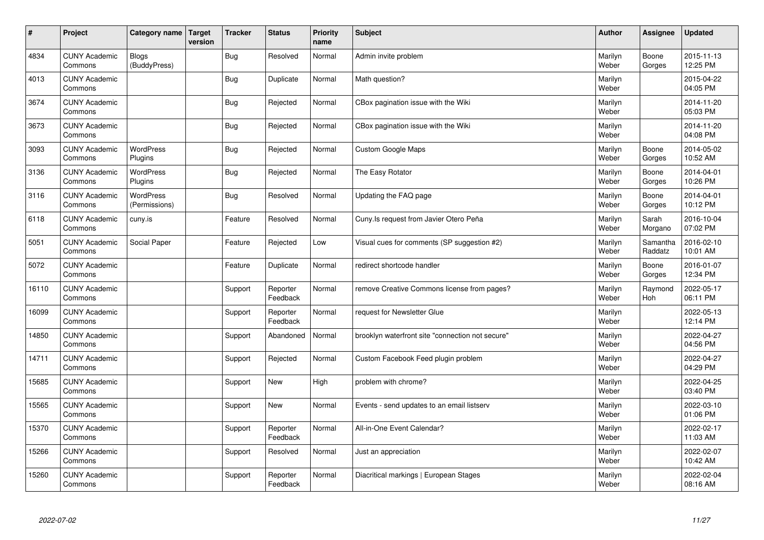| # | Project | Category name | Target version | Tracker | Status | Priority name | Subject | Author | Assignee | Updated |
|---|---|---|---|---|---|---|---|---|---|---|
| 4834 | CUNY Academic Commons | Blogs (BuddyPress) | | Bug | Resolved | Normal | Admin invite problem | Marilyn Weber | Boone Gorges | 2015-11-13 12:25 PM |
| 4013 | CUNY Academic Commons | | | Bug | Duplicate | Normal | Math question? | Marilyn Weber | | 2015-04-22 04:05 PM |
| 3674 | CUNY Academic Commons | | | Bug | Rejected | Normal | CBox pagination issue with the Wiki | Marilyn Weber | | 2014-11-20 05:03 PM |
| 3673 | CUNY Academic Commons | | | Bug | Rejected | Normal | CBox pagination issue with the Wiki | Marilyn Weber | | 2014-11-20 04:08 PM |
| 3093 | CUNY Academic Commons | WordPress Plugins | | Bug | Rejected | Normal | Custom Google Maps | Marilyn Weber | Boone Gorges | 2014-05-02 10:52 AM |
| 3136 | CUNY Academic Commons | WordPress Plugins | | Bug | Rejected | Normal | The Easy Rotator | Marilyn Weber | Boone Gorges | 2014-04-01 10:26 PM |
| 3116 | CUNY Academic Commons | WordPress (Permissions) | | Bug | Resolved | Normal | Updating the FAQ page | Marilyn Weber | Boone Gorges | 2014-04-01 10:12 PM |
| 6118 | CUNY Academic Commons | cuny.is | | Feature | Resolved | Normal | Cuny.Is request from Javier Otero Peña | Marilyn Weber | Sarah Morgano | 2016-10-04 07:02 PM |
| 5051 | CUNY Academic Commons | Social Paper | | Feature | Rejected | Low | Visual cues for comments (SP suggestion #2) | Marilyn Weber | Samantha Raddatz | 2016-02-10 10:01 AM |
| 5072 | CUNY Academic Commons | | | Feature | Duplicate | Normal | redirect shortcode handler | Marilyn Weber | Boone Gorges | 2016-01-07 12:34 PM |
| 16110 | CUNY Academic Commons | | | Support | Reporter Feedback | Normal | remove Creative Commons license from pages? | Marilyn Weber | Raymond Hoh | 2022-05-17 06:11 PM |
| 16099 | CUNY Academic Commons | | | Support | Reporter Feedback | Normal | request for Newsletter Glue | Marilyn Weber | | 2022-05-13 12:14 PM |
| 14850 | CUNY Academic Commons | | | Support | Abandoned | Normal | brooklyn waterfront site "connection not secure" | Marilyn Weber | | 2022-04-27 04:56 PM |
| 14711 | CUNY Academic Commons | | | Support | Rejected | Normal | Custom Facebook Feed plugin problem | Marilyn Weber | | 2022-04-27 04:29 PM |
| 15685 | CUNY Academic Commons | | | Support | New | High | problem with chrome? | Marilyn Weber | | 2022-04-25 03:40 PM |
| 15565 | CUNY Academic Commons | | | Support | New | Normal | Events - send updates to an email listserv | Marilyn Weber | | 2022-03-10 01:06 PM |
| 15370 | CUNY Academic Commons | | | Support | Reporter Feedback | Normal | All-in-One Event Calendar? | Marilyn Weber | | 2022-02-17 11:03 AM |
| 15266 | CUNY Academic Commons | | | Support | Resolved | Normal | Just an appreciation | Marilyn Weber | | 2022-02-07 10:42 AM |
| 15260 | CUNY Academic Commons | | | Support | Reporter Feedback | Normal | Diacritical markings \| European Stages | Marilyn Weber | | 2022-02-04 08:16 AM |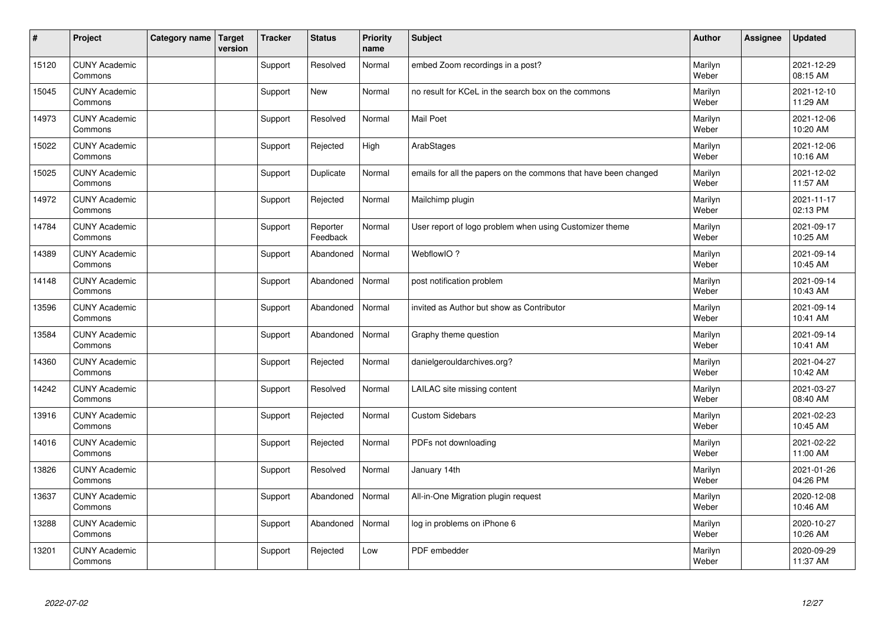| # | Project | Category name | Target version | Tracker | Status | Priority name | Subject | Author | Assignee | Updated |
|---|---|---|---|---|---|---|---|---|---|---|
| 15120 | CUNY Academic Commons | | | Support | Resolved | Normal | embed Zoom recordings in a post? | Marilyn Weber | | 2021-12-29 08:15 AM |
| 15045 | CUNY Academic Commons | | | Support | New | Normal | no result for KCeL in the search box on the commons | Marilyn Weber | | 2021-12-10 11:29 AM |
| 14973 | CUNY Academic Commons | | | Support | Resolved | Normal | Mail Poet | Marilyn Weber | | 2021-12-06 10:20 AM |
| 15022 | CUNY Academic Commons | | | Support | Rejected | High | ArabStages | Marilyn Weber | | 2021-12-06 10:16 AM |
| 15025 | CUNY Academic Commons | | | Support | Duplicate | Normal | emails for all the papers on the commons that have been changed | Marilyn Weber | | 2021-12-02 11:57 AM |
| 14972 | CUNY Academic Commons | | | Support | Rejected | Normal | Mailchimp plugin | Marilyn Weber | | 2021-11-17 02:13 PM |
| 14784 | CUNY Academic Commons | | | Support | Reporter Feedback | Normal | User report of logo problem when using Customizer theme | Marilyn Weber | | 2021-09-17 10:25 AM |
| 14389 | CUNY Academic Commons | | | Support | Abandoned | Normal | WebflowIO ? | Marilyn Weber | | 2021-09-14 10:45 AM |
| 14148 | CUNY Academic Commons | | | Support | Abandoned | Normal | post notification problem | Marilyn Weber | | 2021-09-14 10:43 AM |
| 13596 | CUNY Academic Commons | | | Support | Abandoned | Normal | invited as Author but show as Contributor | Marilyn Weber | | 2021-09-14 10:41 AM |
| 13584 | CUNY Academic Commons | | | Support | Abandoned | Normal | Graphy theme question | Marilyn Weber | | 2021-09-14 10:41 AM |
| 14360 | CUNY Academic Commons | | | Support | Rejected | Normal | danielgerouldarchives.org? | Marilyn Weber | | 2021-04-27 10:42 AM |
| 14242 | CUNY Academic Commons | | | Support | Resolved | Normal | LAILAC site missing content | Marilyn Weber | | 2021-03-27 08:40 AM |
| 13916 | CUNY Academic Commons | | | Support | Rejected | Normal | Custom Sidebars | Marilyn Weber | | 2021-02-23 10:45 AM |
| 14016 | CUNY Academic Commons | | | Support | Rejected | Normal | PDFs not downloading | Marilyn Weber | | 2021-02-22 11:00 AM |
| 13826 | CUNY Academic Commons | | | Support | Resolved | Normal | January 14th | Marilyn Weber | | 2021-01-26 04:26 PM |
| 13637 | CUNY Academic Commons | | | Support | Abandoned | Normal | All-in-One Migration plugin request | Marilyn Weber | | 2020-12-08 10:46 AM |
| 13288 | CUNY Academic Commons | | | Support | Abandoned | Normal | log in problems on iPhone 6 | Marilyn Weber | | 2020-10-27 10:26 AM |
| 13201 | CUNY Academic Commons | | | Support | Rejected | Low | PDF embedder | Marilyn Weber | | 2020-09-29 11:37 AM |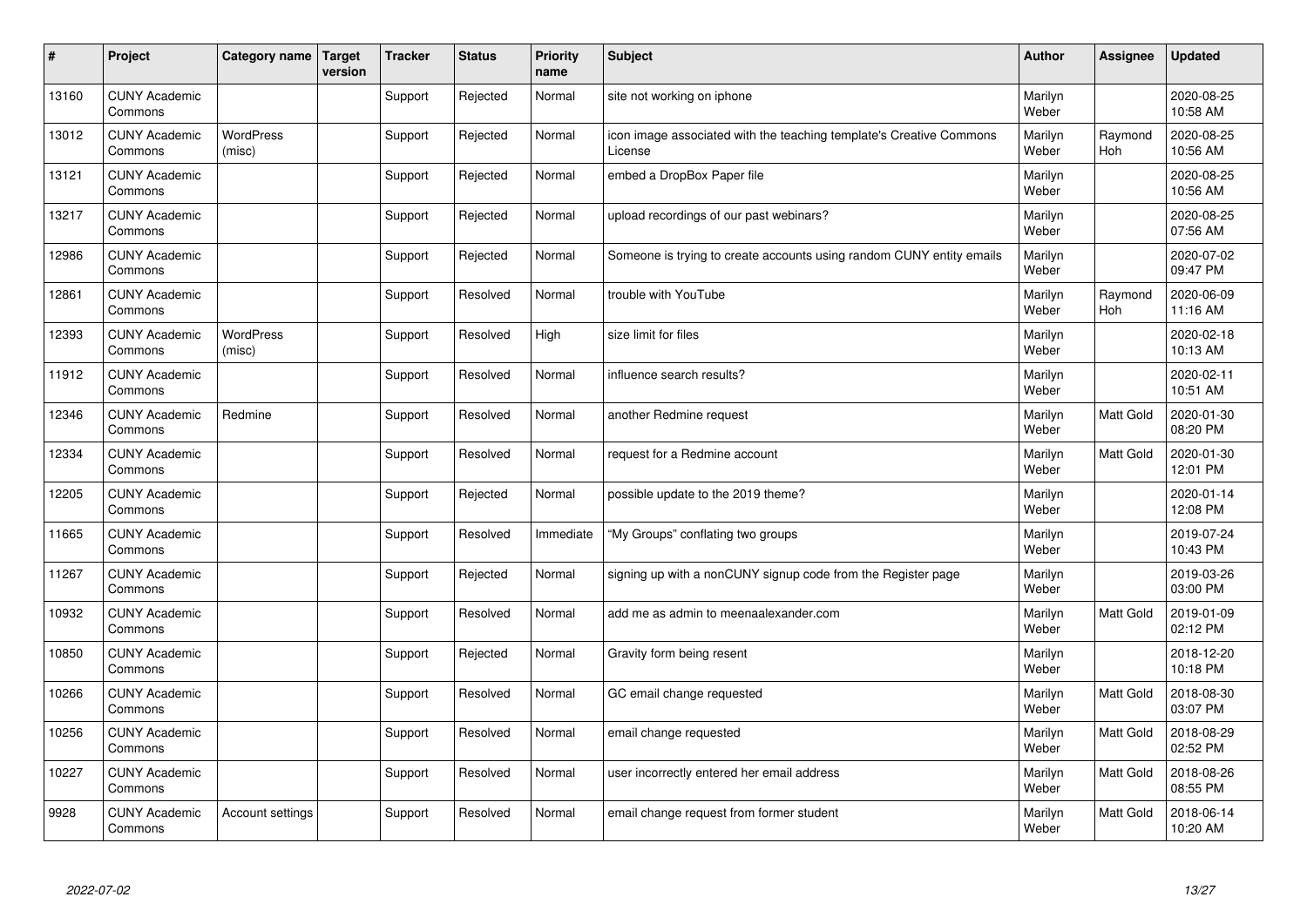| # | Project | Category name | Target version | Tracker | Status | Priority name | Subject | Author | Assignee | Updated |
|---|---|---|---|---|---|---|---|---|---|---|
| 13160 | CUNY Academic Commons | | | Support | Rejected | Normal | site not working on iphone | Marilyn Weber | | 2020-08-25 10:58 AM |
| 13012 | CUNY Academic Commons | WordPress (misc) | | Support | Rejected | Normal | icon image associated with the teaching template's Creative Commons License | Marilyn Weber | Raymond Hoh | 2020-08-25 10:56 AM |
| 13121 | CUNY Academic Commons | | | Support | Rejected | Normal | embed a DropBox Paper file | Marilyn Weber | | 2020-08-25 10:56 AM |
| 13217 | CUNY Academic Commons | | | Support | Rejected | Normal | upload recordings of our past webinars? | Marilyn Weber | | 2020-08-25 07:56 AM |
| 12986 | CUNY Academic Commons | | | Support | Rejected | Normal | Someone is trying to create accounts using random CUNY entity emails | Marilyn Weber | | 2020-07-02 09:47 PM |
| 12861 | CUNY Academic Commons | | | Support | Resolved | Normal | trouble with YouTube | Marilyn Weber | Raymond Hoh | 2020-06-09 11:16 AM |
| 12393 | CUNY Academic Commons | WordPress (misc) | | Support | Resolved | High | size limit for files | Marilyn Weber | | 2020-02-18 10:13 AM |
| 11912 | CUNY Academic Commons | | | Support | Resolved | Normal | influence search results? | Marilyn Weber | | 2020-02-11 10:51 AM |
| 12346 | CUNY Academic Commons | Redmine | | Support | Resolved | Normal | another Redmine request | Marilyn Weber | Matt Gold | 2020-01-30 08:20 PM |
| 12334 | CUNY Academic Commons | | | Support | Resolved | Normal | request for a Redmine account | Marilyn Weber | Matt Gold | 2020-01-30 12:01 PM |
| 12205 | CUNY Academic Commons | | | Support | Rejected | Normal | possible update to the 2019 theme? | Marilyn Weber | | 2020-01-14 12:08 PM |
| 11665 | CUNY Academic Commons | | | Support | Resolved | Immediate | "My Groups" conflating two groups | Marilyn Weber | | 2019-07-24 10:43 PM |
| 11267 | CUNY Academic Commons | | | Support | Rejected | Normal | signing up with a nonCUNY signup code from the Register page | Marilyn Weber | | 2019-03-26 03:00 PM |
| 10932 | CUNY Academic Commons | | | Support | Resolved | Normal | add me as admin to meenaalexander.com | Marilyn Weber | Matt Gold | 2019-01-09 02:12 PM |
| 10850 | CUNY Academic Commons | | | Support | Rejected | Normal | Gravity form being resent | Marilyn Weber | | 2018-12-20 10:18 PM |
| 10266 | CUNY Academic Commons | | | Support | Resolved | Normal | GC email change requested | Marilyn Weber | Matt Gold | 2018-08-30 03:07 PM |
| 10256 | CUNY Academic Commons | | | Support | Resolved | Normal | email change requested | Marilyn Weber | Matt Gold | 2018-08-29 02:52 PM |
| 10227 | CUNY Academic Commons | | | Support | Resolved | Normal | user incorrectly entered her email address | Marilyn Weber | Matt Gold | 2018-08-26 08:55 PM |
| 9928 | CUNY Academic Commons | Account settings | | Support | Resolved | Normal | email change request from former student | Marilyn Weber | Matt Gold | 2018-06-14 10:20 AM |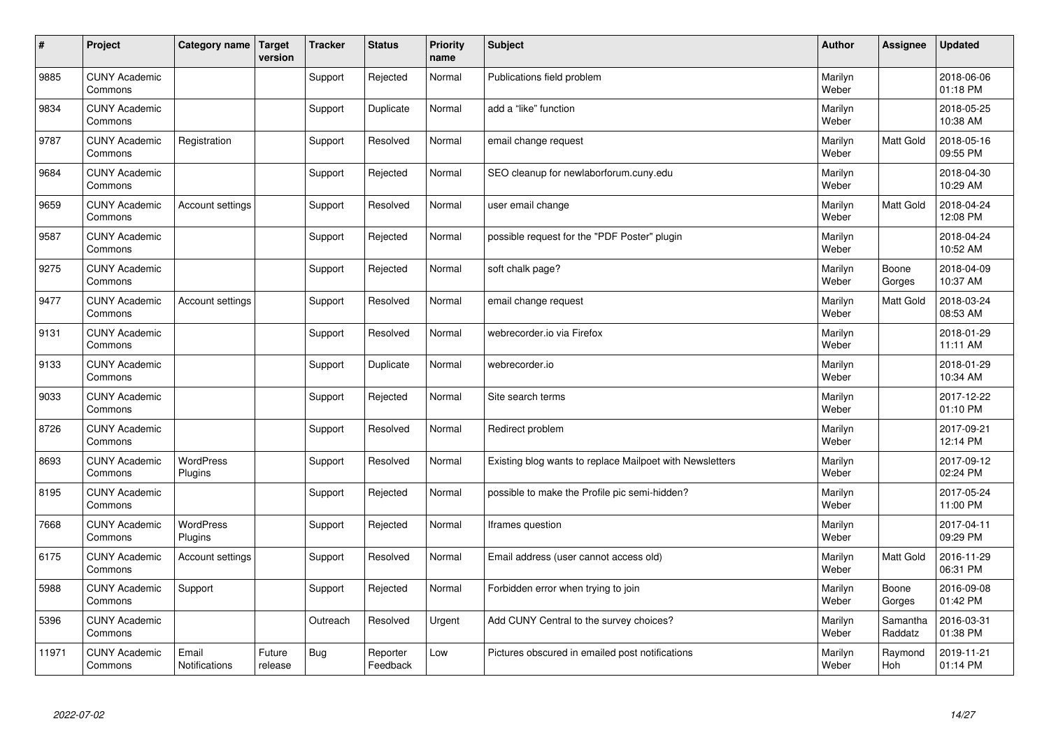| # | Project | Category name | Target version | Tracker | Status | Priority name | Subject | Author | Assignee | Updated |
|---|---|---|---|---|---|---|---|---|---|---|
| 9885 | CUNY Academic Commons | | | Support | Rejected | Normal | Publications field problem | Marilyn Weber | | 2018-06-06 01:18 PM |
| 9834 | CUNY Academic Commons | | | Support | Duplicate | Normal | add a “like” function | Marilyn Weber | | 2018-05-25 10:38 AM |
| 9787 | CUNY Academic Commons | Registration | | Support | Resolved | Normal | email change request | Marilyn Weber | Matt Gold | 2018-05-16 09:55 PM |
| 9684 | CUNY Academic Commons | | | Support | Rejected | Normal | SEO cleanup for newlaborforum.cuny.edu | Marilyn Weber | | 2018-04-30 10:29 AM |
| 9659 | CUNY Academic Commons | Account settings | | Support | Resolved | Normal | user email change | Marilyn Weber | Matt Gold | 2018-04-24 12:08 PM |
| 9587 | CUNY Academic Commons | | | Support | Rejected | Normal | possible request for the "PDF Poster" plugin | Marilyn Weber | | 2018-04-24 10:52 AM |
| 9275 | CUNY Academic Commons | | | Support | Rejected | Normal | soft chalk page? | Marilyn Weber | Boone Gorges | 2018-04-09 10:37 AM |
| 9477 | CUNY Academic Commons | Account settings | | Support | Resolved | Normal | email change request | Marilyn Weber | Matt Gold | 2018-03-24 08:53 AM |
| 9131 | CUNY Academic Commons | | | Support | Resolved | Normal | webrecorder.io via Firefox | Marilyn Weber | | 2018-01-29 11:11 AM |
| 9133 | CUNY Academic Commons | | | Support | Duplicate | Normal | webrecorder.io | Marilyn Weber | | 2018-01-29 10:34 AM |
| 9033 | CUNY Academic Commons | | | Support | Rejected | Normal | Site search terms | Marilyn Weber | | 2017-12-22 01:10 PM |
| 8726 | CUNY Academic Commons | | | Support | Resolved | Normal | Redirect problem | Marilyn Weber | | 2017-09-21 12:14 PM |
| 8693 | CUNY Academic Commons | WordPress Plugins | | Support | Resolved | Normal | Existing blog wants to replace Mailpoet with Newsletters | Marilyn Weber | | 2017-09-12 02:24 PM |
| 8195 | CUNY Academic Commons | | | Support | Rejected | Normal | possible to make the Profile pic semi-hidden? | Marilyn Weber | | 2017-05-24 11:00 PM |
| 7668 | CUNY Academic Commons | WordPress Plugins | | Support | Rejected | Normal | Iframes question | Marilyn Weber | | 2017-04-11 09:29 PM |
| 6175 | CUNY Academic Commons | Account settings | | Support | Resolved | Normal | Email address (user cannot access old) | Marilyn Weber | Matt Gold | 2016-11-29 06:31 PM |
| 5988 | CUNY Academic Commons | Support | | Support | Rejected | Normal | Forbidden error when trying to join | Marilyn Weber | Boone Gorges | 2016-09-08 01:42 PM |
| 5396 | CUNY Academic Commons | | | Outreach | Resolved | Urgent | Add CUNY Central to the survey choices? | Marilyn Weber | Samantha Raddatz | 2016-03-31 01:38 PM |
| 11971 | CUNY Academic Commons | Email Notifications | Future release | Bug | Reporter Feedback | Low | Pictures obscured in emailed post notifications | Marilyn Weber | Raymond Hoh | 2019-11-21 01:14 PM |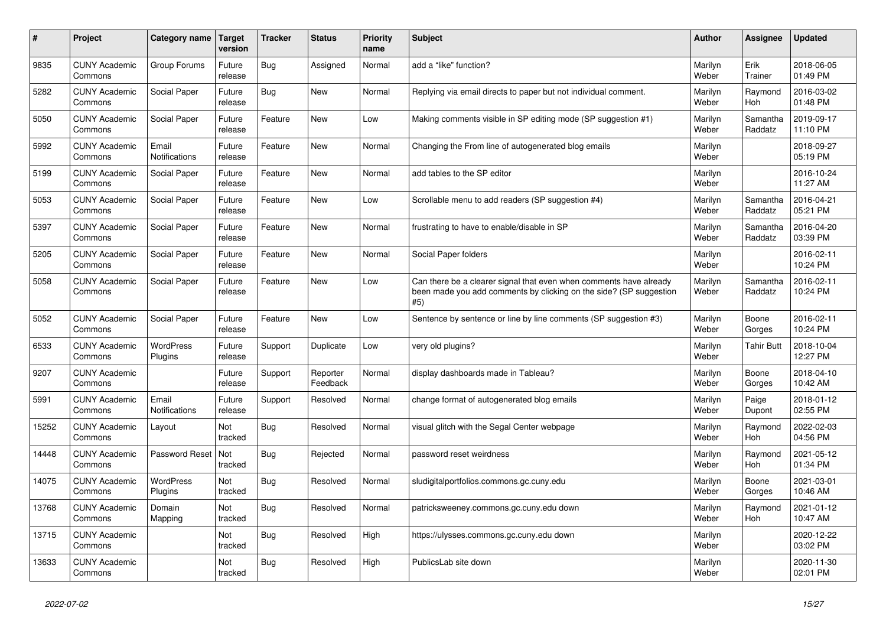| # | Project | Category name | Target version | Tracker | Status | Priority name | Subject | Author | Assignee | Updated |
|---|---|---|---|---|---|---|---|---|---|---|
| 9835 | CUNY Academic Commons | Group Forums | Future release | Bug | Assigned | Normal | add a "like" function? | Marilyn Weber | Erik Trainer | 2018-06-05 01:49 PM |
| 5282 | CUNY Academic Commons | Social Paper | Future release | Bug | New | Normal | Replying via email directs to paper but not individual comment. | Marilyn Weber | Raymond Hoh | 2016-03-02 01:48 PM |
| 5050 | CUNY Academic Commons | Social Paper | Future release | Feature | New | Low | Making comments visible in SP editing mode (SP suggestion #1) | Marilyn Weber | Samantha Raddatz | 2019-09-17 11:10 PM |
| 5992 | CUNY Academic Commons | Email Notifications | Future release | Feature | New | Normal | Changing the From line of autogenerated blog emails | Marilyn Weber | | 2018-09-27 05:19 PM |
| 5199 | CUNY Academic Commons | Social Paper | Future release | Feature | New | Normal | add tables to the SP editor | Marilyn Weber | | 2016-10-24 11:27 AM |
| 5053 | CUNY Academic Commons | Social Paper | Future release | Feature | New | Low | Scrollable menu to add readers (SP suggestion #4) | Marilyn Weber | Samantha Raddatz | 2016-04-21 05:21 PM |
| 5397 | CUNY Academic Commons | Social Paper | Future release | Feature | New | Normal | frustrating to have to enable/disable in SP | Marilyn Weber | Samantha Raddatz | 2016-04-20 03:39 PM |
| 5205 | CUNY Academic Commons | Social Paper | Future release | Feature | New | Normal | Social Paper folders | Marilyn Weber | | 2016-02-11 10:24 PM |
| 5058 | CUNY Academic Commons | Social Paper | Future release | Feature | New | Low | Can there be a clearer signal that even when comments have already been made you add comments by clicking on the side? (SP suggestion #5) | Marilyn Weber | Samantha Raddatz | 2016-02-11 10:24 PM |
| 5052 | CUNY Academic Commons | Social Paper | Future release | Feature | New | Low | Sentence by sentence or line by line comments (SP suggestion #3) | Marilyn Weber | Boone Gorges | 2016-02-11 10:24 PM |
| 6533 | CUNY Academic Commons | WordPress Plugins | Future release | Support | Duplicate | Low | very old plugins? | Marilyn Weber | Tahir Butt | 2018-10-04 12:27 PM |
| 9207 | CUNY Academic Commons | | Future release | Support | Reporter Feedback | Normal | display dashboards made in Tableau? | Marilyn Weber | Boone Gorges | 2018-04-10 10:42 AM |
| 5991 | CUNY Academic Commons | Email Notifications | Future release | Support | Resolved | Normal | change format of autogenerated blog emails | Marilyn Weber | Paige Dupont | 2018-01-12 02:55 PM |
| 15252 | CUNY Academic Commons | Layout | Not tracked | Bug | Resolved | Normal | visual glitch with the Segal Center webpage | Marilyn Weber | Raymond Hoh | 2022-02-03 04:56 PM |
| 14448 | CUNY Academic Commons | Password Reset | Not tracked | Bug | Rejected | Normal | password reset weirdness | Marilyn Weber | Raymond Hoh | 2021-05-12 01:34 PM |
| 14075 | CUNY Academic Commons | WordPress Plugins | Not tracked | Bug | Resolved | Normal | sludigitalportfolios.commons.gc.cuny.edu | Marilyn Weber | Boone Gorges | 2021-03-01 10:46 AM |
| 13768 | CUNY Academic Commons | Domain Mapping | Not tracked | Bug | Resolved | Normal | patricksweeney.commons.gc.cuny.edu down | Marilyn Weber | Raymond Hoh | 2021-01-12 10:47 AM |
| 13715 | CUNY Academic Commons | | Not tracked | Bug | Resolved | High | https://ulysses.commons.gc.cuny.edu down | Marilyn Weber | | 2020-12-22 03:02 PM |
| 13633 | CUNY Academic Commons | | Not tracked | Bug | Resolved | High | PublicsLab site down | Marilyn Weber | | 2020-11-30 02:01 PM |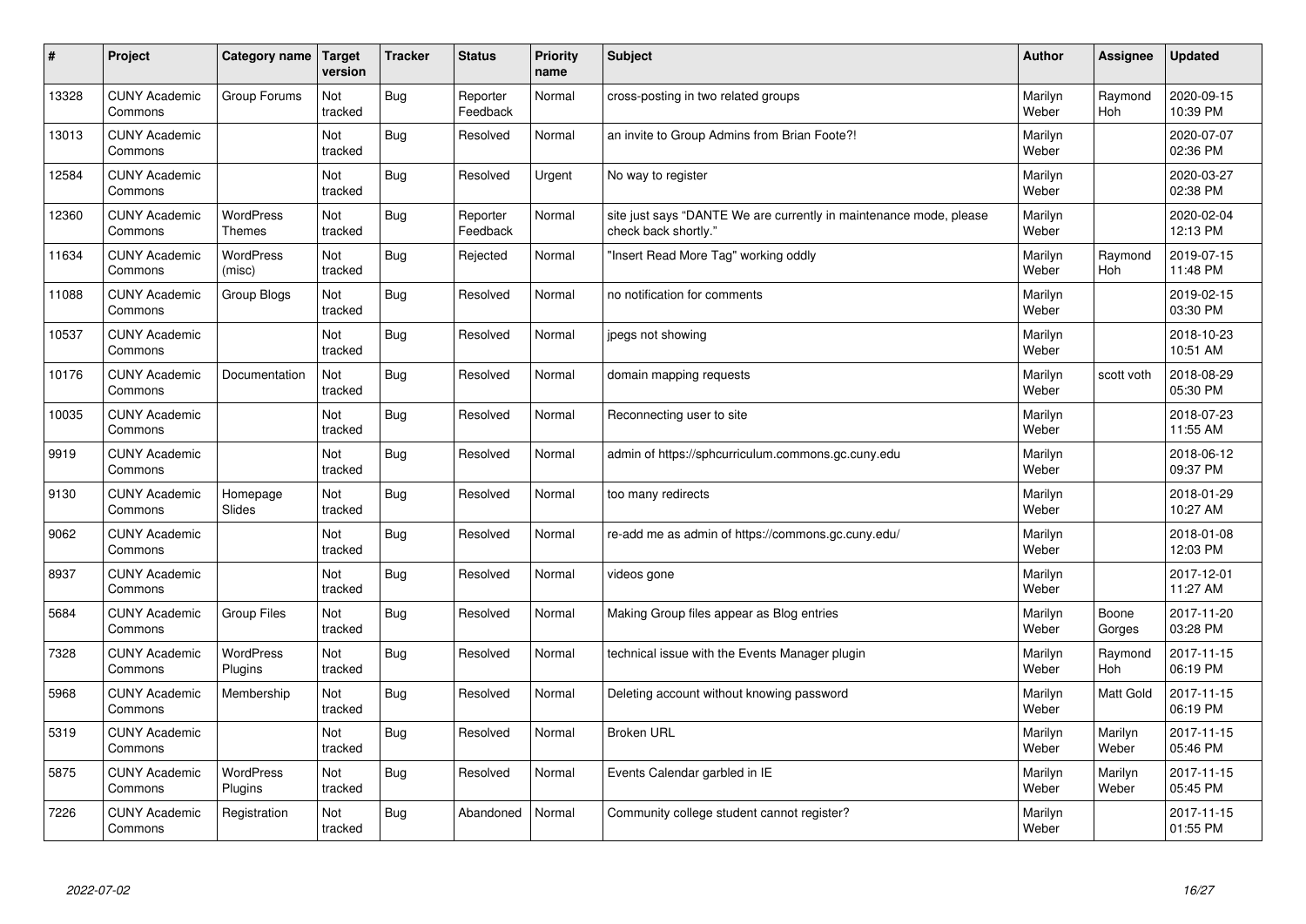| # | Project | Category name | Target version | Tracker | Status | Priority name | Subject | Author | Assignee | Updated |
|---|---|---|---|---|---|---|---|---|---|---|
| 13328 | CUNY Academic Commons | Group Forums | Not tracked | Bug | Reporter Feedback | Normal | cross-posting in two related groups | Marilyn Weber | Raymond Hoh | 2020-09-15 10:39 PM |
| 13013 | CUNY Academic Commons | | Not tracked | Bug | Resolved | Normal | an invite to Group Admins from Brian Foote?! | Marilyn Weber | | 2020-07-07 02:36 PM |
| 12584 | CUNY Academic Commons | | Not tracked | Bug | Resolved | Urgent | No way to register | Marilyn Weber | | 2020-03-27 02:38 PM |
| 12360 | CUNY Academic Commons | WordPress Themes | Not tracked | Bug | Reporter Feedback | Normal | site just says "DANTE We are currently in maintenance mode, please check back shortly." | Marilyn Weber | | 2020-02-04 12:13 PM |
| 11634 | CUNY Academic Commons | WordPress (misc) | Not tracked | Bug | Rejected | Normal | "Insert Read More Tag" working oddly | Marilyn Weber | Raymond Hoh | 2019-07-15 11:48 PM |
| 11088 | CUNY Academic Commons | Group Blogs | Not tracked | Bug | Resolved | Normal | no notification for comments | Marilyn Weber | | 2019-02-15 03:30 PM |
| 10537 | CUNY Academic Commons | | Not tracked | Bug | Resolved | Normal | jpegs not showing | Marilyn Weber | | 2018-10-23 10:51 AM |
| 10176 | CUNY Academic Commons | Documentation | Not tracked | Bug | Resolved | Normal | domain mapping requests | Marilyn Weber | scott voth | 2018-08-29 05:30 PM |
| 10035 | CUNY Academic Commons | | Not tracked | Bug | Resolved | Normal | Reconnecting user to site | Marilyn Weber | | 2018-07-23 11:55 AM |
| 9919 | CUNY Academic Commons | | Not tracked | Bug | Resolved | Normal | admin of https://sphcurriculum.commons.gc.cuny.edu | Marilyn Weber | | 2018-06-12 09:37 PM |
| 9130 | CUNY Academic Commons | Homepage Slides | Not tracked | Bug | Resolved | Normal | too many redirects | Marilyn Weber | | 2018-01-29 10:27 AM |
| 9062 | CUNY Academic Commons | | Not tracked | Bug | Resolved | Normal | re-add me as admin of https://commons.gc.cuny.edu/ | Marilyn Weber | | 2018-01-08 12:03 PM |
| 8937 | CUNY Academic Commons | | Not tracked | Bug | Resolved | Normal | videos gone | Marilyn Weber | | 2017-12-01 11:27 AM |
| 5684 | CUNY Academic Commons | Group Files | Not tracked | Bug | Resolved | Normal | Making Group files appear as Blog entries | Marilyn Weber | Boone Gorges | 2017-11-20 03:28 PM |
| 7328 | CUNY Academic Commons | WordPress Plugins | Not tracked | Bug | Resolved | Normal | technical issue with the Events Manager plugin | Marilyn Weber | Raymond Hoh | 2017-11-15 06:19 PM |
| 5968 | CUNY Academic Commons | Membership | Not tracked | Bug | Resolved | Normal | Deleting account without knowing password | Marilyn Weber | Matt Gold | 2017-11-15 06:19 PM |
| 5319 | CUNY Academic Commons | | Not tracked | Bug | Resolved | Normal | Broken URL | Marilyn Weber | Marilyn Weber | 2017-11-15 05:46 PM |
| 5875 | CUNY Academic Commons | WordPress Plugins | Not tracked | Bug | Resolved | Normal | Events Calendar garbled in IE | Marilyn Weber | Marilyn Weber | 2017-11-15 05:45 PM |
| 7226 | CUNY Academic Commons | Registration | Not tracked | Bug | Abandoned | Normal | Community college student cannot register? | Marilyn Weber | | 2017-11-15 01:55 PM |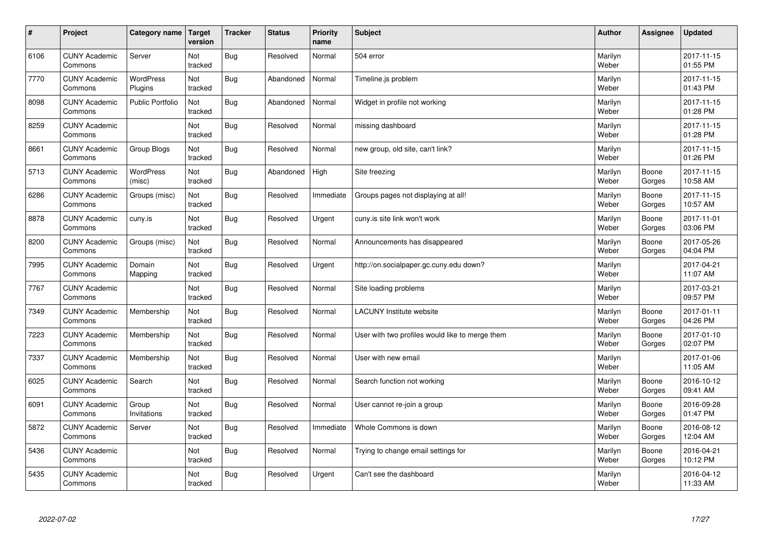| # | Project | Category name | Target version | Tracker | Status | Priority name | Subject | Author | Assignee | Updated |
|---|---|---|---|---|---|---|---|---|---|---|
| 6106 | CUNY Academic Commons | Server | Not tracked | Bug | Resolved | Normal | 504 error | Marilyn Weber | | 2017-11-15 01:55 PM |
| 7770 | CUNY Academic Commons | WordPress Plugins | Not tracked | Bug | Abandoned | Normal | Timeline.js problem | Marilyn Weber | | 2017-11-15 01:43 PM |
| 8098 | CUNY Academic Commons | Public Portfolio | Not tracked | Bug | Abandoned | Normal | Widget in profile not working | Marilyn Weber | | 2017-11-15 01:28 PM |
| 8259 | CUNY Academic Commons | | Not tracked | Bug | Resolved | Normal | missing dashboard | Marilyn Weber | | 2017-11-15 01:28 PM |
| 8661 | CUNY Academic Commons | Group Blogs | Not tracked | Bug | Resolved | Normal | new group, old site, can't link? | Marilyn Weber | | 2017-11-15 01:26 PM |
| 5713 | CUNY Academic Commons | WordPress (misc) | Not tracked | Bug | Abandoned | High | Site freezing | Marilyn Weber | Boone Gorges | 2017-11-15 10:58 AM |
| 6286 | CUNY Academic Commons | Groups (misc) | Not tracked | Bug | Resolved | Immediate | Groups pages not displaying at all! | Marilyn Weber | Boone Gorges | 2017-11-15 10:57 AM |
| 8878 | CUNY Academic Commons | cuny.is | Not tracked | Bug | Resolved | Urgent | cuny.is site link won't work | Marilyn Weber | Boone Gorges | 2017-11-01 03:06 PM |
| 8200 | CUNY Academic Commons | Groups (misc) | Not tracked | Bug | Resolved | Normal | Announcements has disappeared | Marilyn Weber | Boone Gorges | 2017-05-26 04:04 PM |
| 7995 | CUNY Academic Commons | Domain Mapping | Not tracked | Bug | Resolved | Urgent | http://on.socialpaper.gc.cuny.edu down? | Marilyn Weber | | 2017-04-21 11:07 AM |
| 7767 | CUNY Academic Commons | | Not tracked | Bug | Resolved | Normal | Site loading problems | Marilyn Weber | | 2017-03-21 09:57 PM |
| 7349 | CUNY Academic Commons | Membership | Not tracked | Bug | Resolved | Normal | LACUNY Institute website | Marilyn Weber | Boone Gorges | 2017-01-11 04:26 PM |
| 7223 | CUNY Academic Commons | Membership | Not tracked | Bug | Resolved | Normal | User with two profiles would like to merge them | Marilyn Weber | Boone Gorges | 2017-01-10 02:07 PM |
| 7337 | CUNY Academic Commons | Membership | Not tracked | Bug | Resolved | Normal | User with new email | Marilyn Weber | | 2017-01-06 11:05 AM |
| 6025 | CUNY Academic Commons | Search | Not tracked | Bug | Resolved | Normal | Search function not working | Marilyn Weber | Boone Gorges | 2016-10-12 09:41 AM |
| 6091 | CUNY Academic Commons | Group Invitations | Not tracked | Bug | Resolved | Normal | User cannot re-join a group | Marilyn Weber | Boone Gorges | 2016-09-28 01:47 PM |
| 5872 | CUNY Academic Commons | Server | Not tracked | Bug | Resolved | Immediate | Whole Commons is down | Marilyn Weber | Boone Gorges | 2016-08-12 12:04 AM |
| 5436 | CUNY Academic Commons | | Not tracked | Bug | Resolved | Normal | Trying to change email settings for | Marilyn Weber | Boone Gorges | 2016-04-21 10:12 PM |
| 5435 | CUNY Academic Commons | | Not tracked | Bug | Resolved | Urgent | Can't see the dashboard | Marilyn Weber | | 2016-04-12 11:33 AM |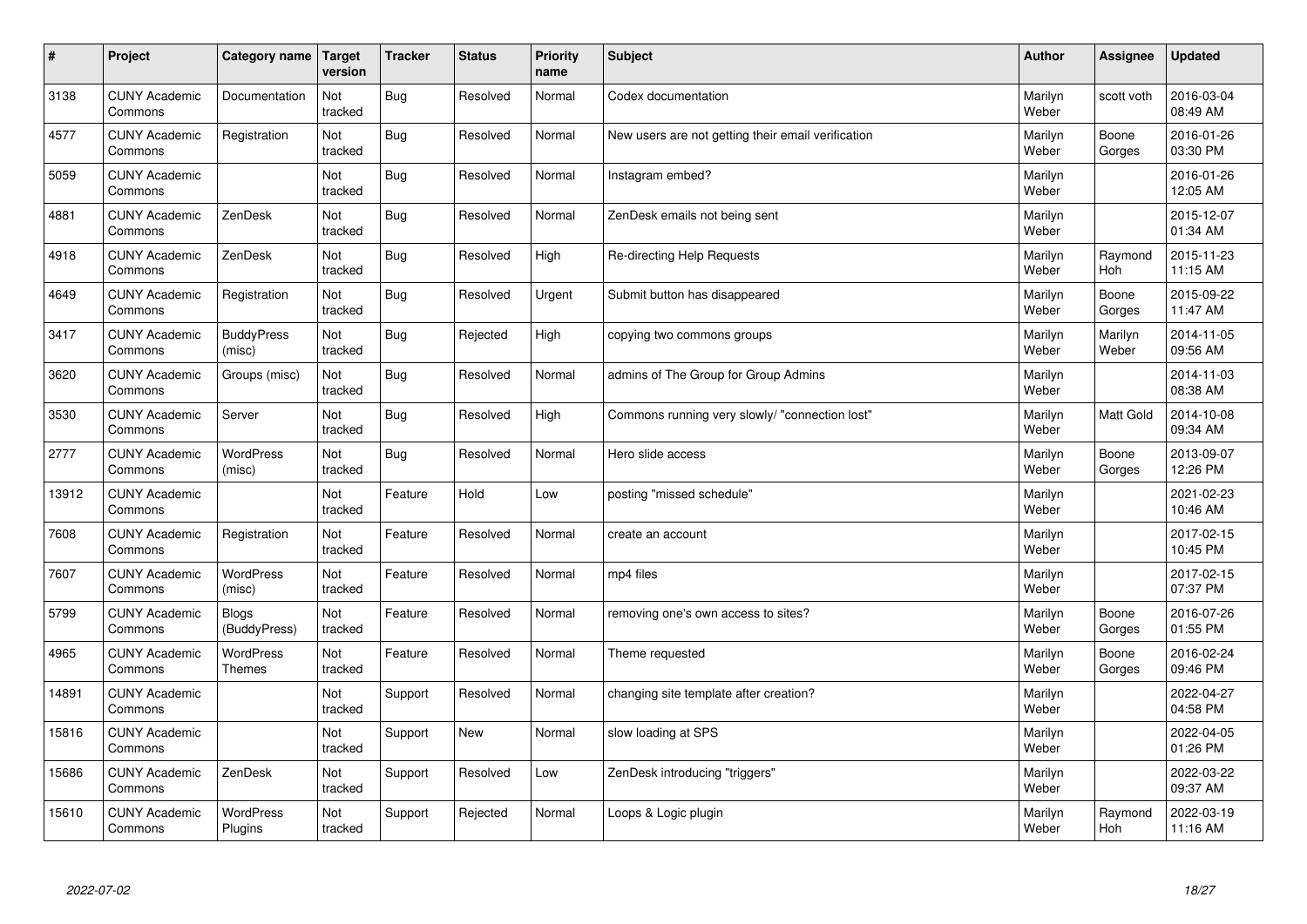| # | Project | Category name | Target version | Tracker | Status | Priority name | Subject | Author | Assignee | Updated |
|---|---|---|---|---|---|---|---|---|---|---|
| 3138 | CUNY Academic Commons | Documentation | Not tracked | Bug | Resolved | Normal | Codex documentation | Marilyn Weber | scott voth | 2016-03-04 08:49 AM |
| 4577 | CUNY Academic Commons | Registration | Not tracked | Bug | Resolved | Normal | New users are not getting their email verification | Marilyn Weber | Boone Gorges | 2016-01-26 03:30 PM |
| 5059 | CUNY Academic Commons | | Not tracked | Bug | Resolved | Normal | Instagram embed? | Marilyn Weber | | 2016-01-26 12:05 AM |
| 4881 | CUNY Academic Commons | ZenDesk | Not tracked | Bug | Resolved | Normal | ZenDesk emails not being sent | Marilyn Weber | | 2015-12-07 01:34 AM |
| 4918 | CUNY Academic Commons | ZenDesk | Not tracked | Bug | Resolved | High | Re-directing Help Requests | Marilyn Weber | Raymond Hoh | 2015-11-23 11:15 AM |
| 4649 | CUNY Academic Commons | Registration | Not tracked | Bug | Resolved | Urgent | Submit button has disappeared | Marilyn Weber | Boone Gorges | 2015-09-22 11:47 AM |
| 3417 | CUNY Academic Commons | BuddyPress (misc) | Not tracked | Bug | Rejected | High | copying two commons groups | Marilyn Weber | Marilyn Weber | 2014-11-05 09:56 AM |
| 3620 | CUNY Academic Commons | Groups (misc) | Not tracked | Bug | Resolved | Normal | admins of The Group for Group Admins | Marilyn Weber | | 2014-11-03 08:38 AM |
| 3530 | CUNY Academic Commons | Server | Not tracked | Bug | Resolved | High | Commons running very slowly/ "connection lost" | Marilyn Weber | Matt Gold | 2014-10-08 09:34 AM |
| 2777 | CUNY Academic Commons | WordPress (misc) | Not tracked | Bug | Resolved | Normal | Hero slide access | Marilyn Weber | Boone Gorges | 2013-09-07 12:26 PM |
| 13912 | CUNY Academic Commons | | Not tracked | Feature | Hold | Low | posting "missed schedule" | Marilyn Weber | | 2021-02-23 10:46 AM |
| 7608 | CUNY Academic Commons | Registration | Not tracked | Feature | Resolved | Normal | create an account | Marilyn Weber | | 2017-02-15 10:45 PM |
| 7607 | CUNY Academic Commons | WordPress (misc) | Not tracked | Feature | Resolved | Normal | mp4 files | Marilyn Weber | | 2017-02-15 07:37 PM |
| 5799 | CUNY Academic Commons | Blogs (BuddyPress) | Not tracked | Feature | Resolved | Normal | removing one's own access to sites? | Marilyn Weber | Boone Gorges | 2016-07-26 01:55 PM |
| 4965 | CUNY Academic Commons | WordPress Themes | Not tracked | Feature | Resolved | Normal | Theme requested | Marilyn Weber | Boone Gorges | 2016-02-24 09:46 PM |
| 14891 | CUNY Academic Commons | | Not tracked | Support | Resolved | Normal | changing site template after creation? | Marilyn Weber | | 2022-04-27 04:58 PM |
| 15816 | CUNY Academic Commons | | Not tracked | Support | New | Normal | slow loading at SPS | Marilyn Weber | | 2022-04-05 01:26 PM |
| 15686 | CUNY Academic Commons | ZenDesk | Not tracked | Support | Resolved | Low | ZenDesk introducing "triggers" | Marilyn Weber | | 2022-03-22 09:37 AM |
| 15610 | CUNY Academic Commons | WordPress Plugins | Not tracked | Support | Rejected | Normal | Loops & Logic plugin | Marilyn Weber | Raymond Hoh | 2022-03-19 11:16 AM |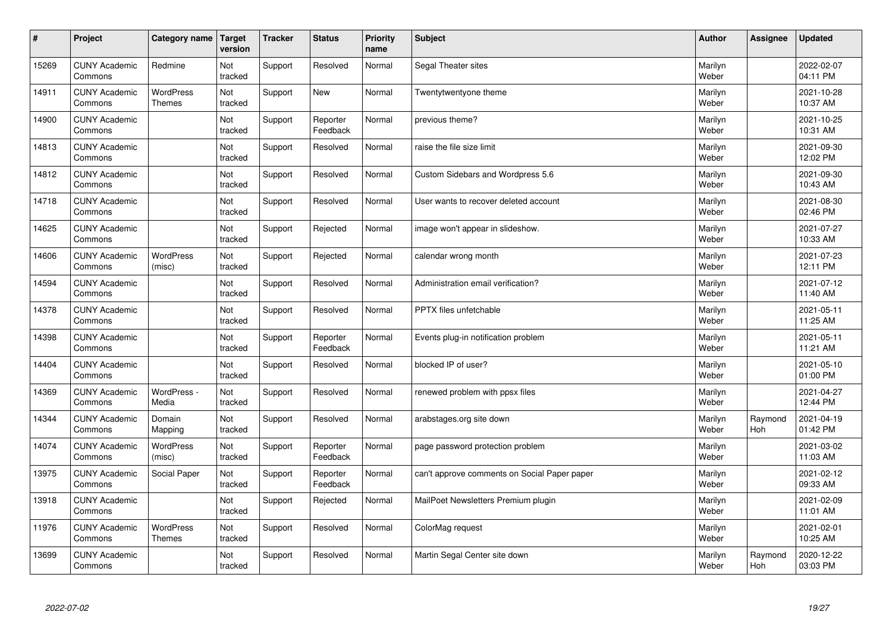| # | Project | Category name | Target version | Tracker | Status | Priority name | Subject | Author | Assignee | Updated |
|---|---|---|---|---|---|---|---|---|---|---|
| 15269 | CUNY Academic Commons | Redmine | Not tracked | Support | Resolved | Normal | Segal Theater sites | Marilyn Weber | | 2022-02-07 04:11 PM |
| 14911 | CUNY Academic Commons | WordPress Themes | Not tracked | Support | New | Normal | Twentytwentyone theme | Marilyn Weber | | 2021-10-28 10:37 AM |
| 14900 | CUNY Academic Commons | | Not tracked | Support | Reporter Feedback | Normal | previous theme? | Marilyn Weber | | 2021-10-25 10:31 AM |
| 14813 | CUNY Academic Commons | | Not tracked | Support | Resolved | Normal | raise the file size limit | Marilyn Weber | | 2021-09-30 12:02 PM |
| 14812 | CUNY Academic Commons | | Not tracked | Support | Resolved | Normal | Custom Sidebars and Wordpress 5.6 | Marilyn Weber | | 2021-09-30 10:43 AM |
| 14718 | CUNY Academic Commons | | Not tracked | Support | Resolved | Normal | User wants to recover deleted account | Marilyn Weber | | 2021-08-30 02:46 PM |
| 14625 | CUNY Academic Commons | | Not tracked | Support | Rejected | Normal | image won't appear in slideshow. | Marilyn Weber | | 2021-07-27 10:33 AM |
| 14606 | CUNY Academic Commons | WordPress (misc) | Not tracked | Support | Rejected | Normal | calendar wrong month | Marilyn Weber | | 2021-07-23 12:11 PM |
| 14594 | CUNY Academic Commons | | Not tracked | Support | Resolved | Normal | Administration email verification? | Marilyn Weber | | 2021-07-12 11:40 AM |
| 14378 | CUNY Academic Commons | | Not tracked | Support | Resolved | Normal | PPTX files unfetchable | Marilyn Weber | | 2021-05-11 11:25 AM |
| 14398 | CUNY Academic Commons | | Not tracked | Support | Reporter Feedback | Normal | Events plug-in notification problem | Marilyn Weber | | 2021-05-11 11:21 AM |
| 14404 | CUNY Academic Commons | | Not tracked | Support | Resolved | Normal | blocked IP of user? | Marilyn Weber | | 2021-05-10 01:00 PM |
| 14369 | CUNY Academic Commons | WordPress - Media | Not tracked | Support | Resolved | Normal | renewed problem with ppsx files | Marilyn Weber | | 2021-04-27 12:44 PM |
| 14344 | CUNY Academic Commons | Domain Mapping | Not tracked | Support | Resolved | Normal | arabstages.org site down | Marilyn Weber | Raymond Hoh | 2021-04-19 01:42 PM |
| 14074 | CUNY Academic Commons | WordPress (misc) | Not tracked | Support | Reporter Feedback | Normal | page password protection problem | Marilyn Weber | | 2021-03-02 11:03 AM |
| 13975 | CUNY Academic Commons | Social Paper | Not tracked | Support | Reporter Feedback | Normal | can't approve comments on Social Paper paper | Marilyn Weber | | 2021-02-12 09:33 AM |
| 13918 | CUNY Academic Commons | | Not tracked | Support | Rejected | Normal | MailPoet Newsletters Premium plugin | Marilyn Weber | | 2021-02-09 11:01 AM |
| 11976 | CUNY Academic Commons | WordPress Themes | Not tracked | Support | Resolved | Normal | ColorMag request | Marilyn Weber | | 2021-02-01 10:25 AM |
| 13699 | CUNY Academic Commons | | Not tracked | Support | Resolved | Normal | Martin Segal Center site down | Marilyn Weber | Raymond Hoh | 2020-12-22 03:03 PM |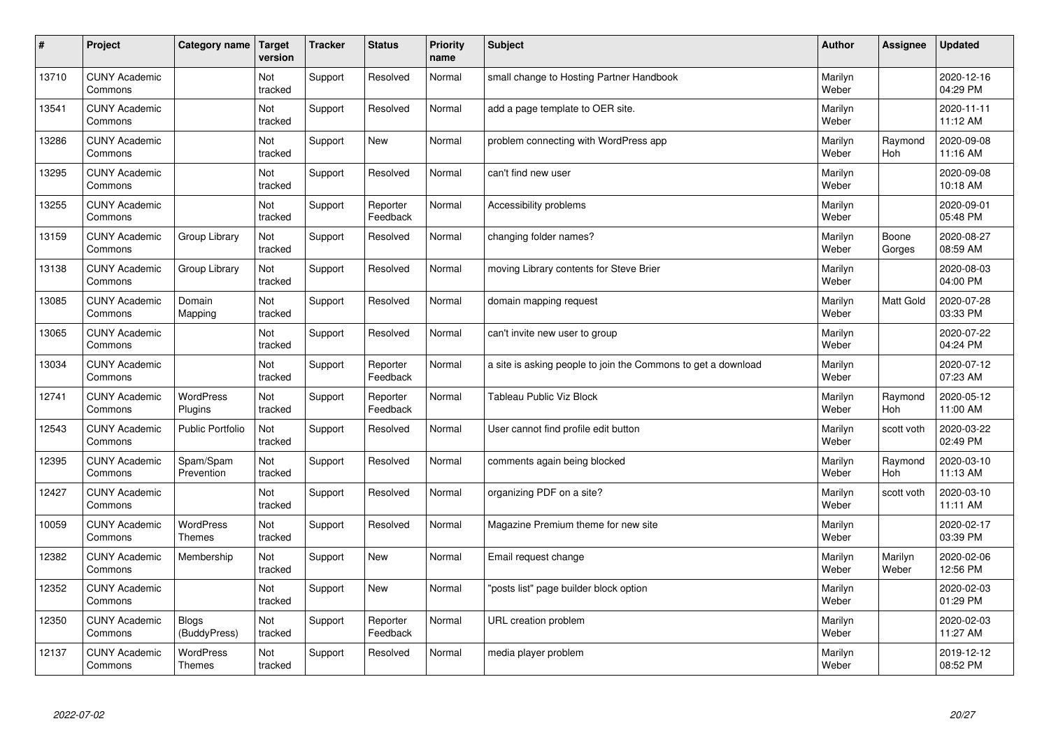| # | Project | Category name | Target version | Tracker | Status | Priority name | Subject | Author | Assignee | Updated |
|---|---|---|---|---|---|---|---|---|---|---|
| 13710 | CUNY Academic Commons | | Not tracked | Support | Resolved | Normal | small change to Hosting Partner Handbook | Marilyn Weber | | 2020-12-16 04:29 PM |
| 13541 | CUNY Academic Commons | | Not tracked | Support | Resolved | Normal | add a page template to OER site. | Marilyn Weber | | 2020-11-11 11:12 AM |
| 13286 | CUNY Academic Commons | | Not tracked | Support | New | Normal | problem connecting with WordPress app | Marilyn Weber | Raymond Hoh | 2020-09-08 11:16 AM |
| 13295 | CUNY Academic Commons | | Not tracked | Support | Resolved | Normal | can't find new user | Marilyn Weber | | 2020-09-08 10:18 AM |
| 13255 | CUNY Academic Commons | | Not tracked | Support | Reporter Feedback | Normal | Accessibility problems | Marilyn Weber | | 2020-09-01 05:48 PM |
| 13159 | CUNY Academic Commons | Group Library | Not tracked | Support | Resolved | Normal | changing folder names? | Marilyn Weber | Boone Gorges | 2020-08-27 08:59 AM |
| 13138 | CUNY Academic Commons | Group Library | Not tracked | Support | Resolved | Normal | moving Library contents for Steve Brier | Marilyn Weber | | 2020-08-03 04:00 PM |
| 13085 | CUNY Academic Commons | Domain Mapping | Not tracked | Support | Resolved | Normal | domain mapping request | Marilyn Weber | Matt Gold | 2020-07-28 03:33 PM |
| 13065 | CUNY Academic Commons | | Not tracked | Support | Resolved | Normal | can't invite new user to group | Marilyn Weber | | 2020-07-22 04:24 PM |
| 13034 | CUNY Academic Commons | | Not tracked | Support | Reporter Feedback | Normal | a site is asking people to join the Commons to get a download | Marilyn Weber | | 2020-07-12 07:23 AM |
| 12741 | CUNY Academic Commons | WordPress Plugins | Not tracked | Support | Reporter Feedback | Normal | Tableau Public Viz Block | Marilyn Weber | Raymond Hoh | 2020-05-12 11:00 AM |
| 12543 | CUNY Academic Commons | Public Portfolio | Not tracked | Support | Resolved | Normal | User cannot find profile edit button | Marilyn Weber | scott voth | 2020-03-22 02:49 PM |
| 12395 | CUNY Academic Commons | Spam/Spam Prevention | Not tracked | Support | Resolved | Normal | comments again being blocked | Marilyn Weber | Raymond Hoh | 2020-03-10 11:13 AM |
| 12427 | CUNY Academic Commons | | Not tracked | Support | Resolved | Normal | organizing PDF on a site? | Marilyn Weber | scott voth | 2020-03-10 11:11 AM |
| 10059 | CUNY Academic Commons | WordPress Themes | Not tracked | Support | Resolved | Normal | Magazine Premium theme for new site | Marilyn Weber | | 2020-02-17 03:39 PM |
| 12382 | CUNY Academic Commons | Membership | Not tracked | Support | New | Normal | Email request change | Marilyn Weber | Marilyn Weber | 2020-02-06 12:56 PM |
| 12352 | CUNY Academic Commons | | Not tracked | Support | New | Normal | "posts list" page builder block option | Marilyn Weber | | 2020-02-03 01:29 PM |
| 12350 | CUNY Academic Commons | Blogs (BuddyPress) | Not tracked | Support | Reporter Feedback | Normal | URL creation problem | Marilyn Weber | | 2020-02-03 11:27 AM |
| 12137 | CUNY Academic Commons | WordPress Themes | Not tracked | Support | Resolved | Normal | media player problem | Marilyn Weber | | 2019-12-12 08:52 PM |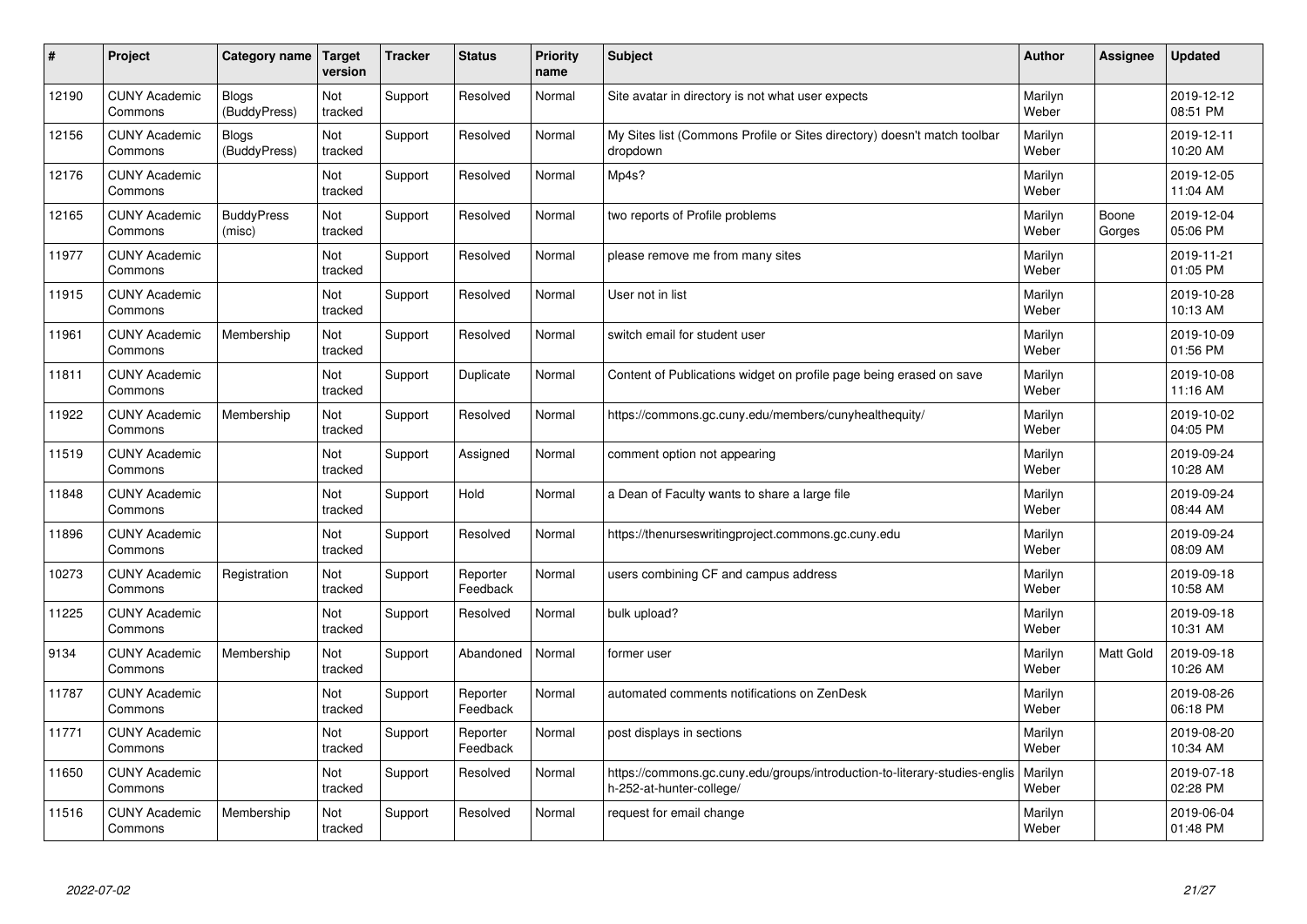| # | Project | Category name | Target version | Tracker | Status | Priority name | Subject | Author | Assignee | Updated |
|---|---|---|---|---|---|---|---|---|---|---|
| 12190 | CUNY Academic Commons | Blogs (BuddyPress) | Not tracked | Support | Resolved | Normal | Site avatar in directory is not what user expects | Marilyn Weber | | 2019-12-12 08:51 PM |
| 12156 | CUNY Academic Commons | Blogs (BuddyPress) | Not tracked | Support | Resolved | Normal | My Sites list (Commons Profile or Sites directory) doesn't match toolbar dropdown | Marilyn Weber | | 2019-12-11 10:20 AM |
| 12176 | CUNY Academic Commons | | Not tracked | Support | Resolved | Normal | Mp4s? | Marilyn Weber | | 2019-12-05 11:04 AM |
| 12165 | CUNY Academic Commons | BuddyPress (misc) | Not tracked | Support | Resolved | Normal | two reports of Profile problems | Marilyn Weber | Boone Gorges | 2019-12-04 05:06 PM |
| 11977 | CUNY Academic Commons | | Not tracked | Support | Resolved | Normal | please remove me from many sites | Marilyn Weber | | 2019-11-21 01:05 PM |
| 11915 | CUNY Academic Commons | | Not tracked | Support | Resolved | Normal | User not in list | Marilyn Weber | | 2019-10-28 10:13 AM |
| 11961 | CUNY Academic Commons | Membership | Not tracked | Support | Resolved | Normal | switch email for student user | Marilyn Weber | | 2019-10-09 01:56 PM |
| 11811 | CUNY Academic Commons | | Not tracked | Support | Duplicate | Normal | Content of Publications widget on profile page being erased on save | Marilyn Weber | | 2019-10-08 11:16 AM |
| 11922 | CUNY Academic Commons | Membership | Not tracked | Support | Resolved | Normal | https://commons.gc.cuny.edu/members/cunyhealthequity/ | Marilyn Weber | | 2019-10-02 04:05 PM |
| 11519 | CUNY Academic Commons | | Not tracked | Support | Assigned | Normal | comment option not appearing | Marilyn Weber | | 2019-09-24 10:28 AM |
| 11848 | CUNY Academic Commons | | Not tracked | Support | Hold | Normal | a Dean of Faculty wants to share a large file | Marilyn Weber | | 2019-09-24 08:44 AM |
| 11896 | CUNY Academic Commons | | Not tracked | Support | Resolved | Normal | https://thenurseswritingproject.commons.gc.cuny.edu | Marilyn Weber | | 2019-09-24 08:09 AM |
| 10273 | CUNY Academic Commons | Registration | Not tracked | Support | Reporter Feedback | Normal | users combining CF and campus address | Marilyn Weber | | 2019-09-18 10:58 AM |
| 11225 | CUNY Academic Commons | | Not tracked | Support | Resolved | Normal | bulk upload? | Marilyn Weber | | 2019-09-18 10:31 AM |
| 9134 | CUNY Academic Commons | Membership | Not tracked | Support | Abandoned | Normal | former user | Marilyn Weber | Matt Gold | 2019-09-18 10:26 AM |
| 11787 | CUNY Academic Commons | | Not tracked | Support | Reporter Feedback | Normal | automated comments notifications on ZenDesk | Marilyn Weber | | 2019-08-26 06:18 PM |
| 11771 | CUNY Academic Commons | | Not tracked | Support | Reporter Feedback | Normal | post displays in sections | Marilyn Weber | | 2019-08-20 10:34 AM |
| 11650 | CUNY Academic Commons | | Not tracked | Support | Resolved | Normal | https://commons.gc.cuny.edu/groups/introduction-to-literary-studies-englis h-252-at-hunter-college/ | Marilyn Weber | | 2019-07-18 02:28 PM |
| 11516 | CUNY Academic Commons | Membership | Not tracked | Support | Resolved | Normal | request for email change | Marilyn Weber | | 2019-06-04 01:48 PM |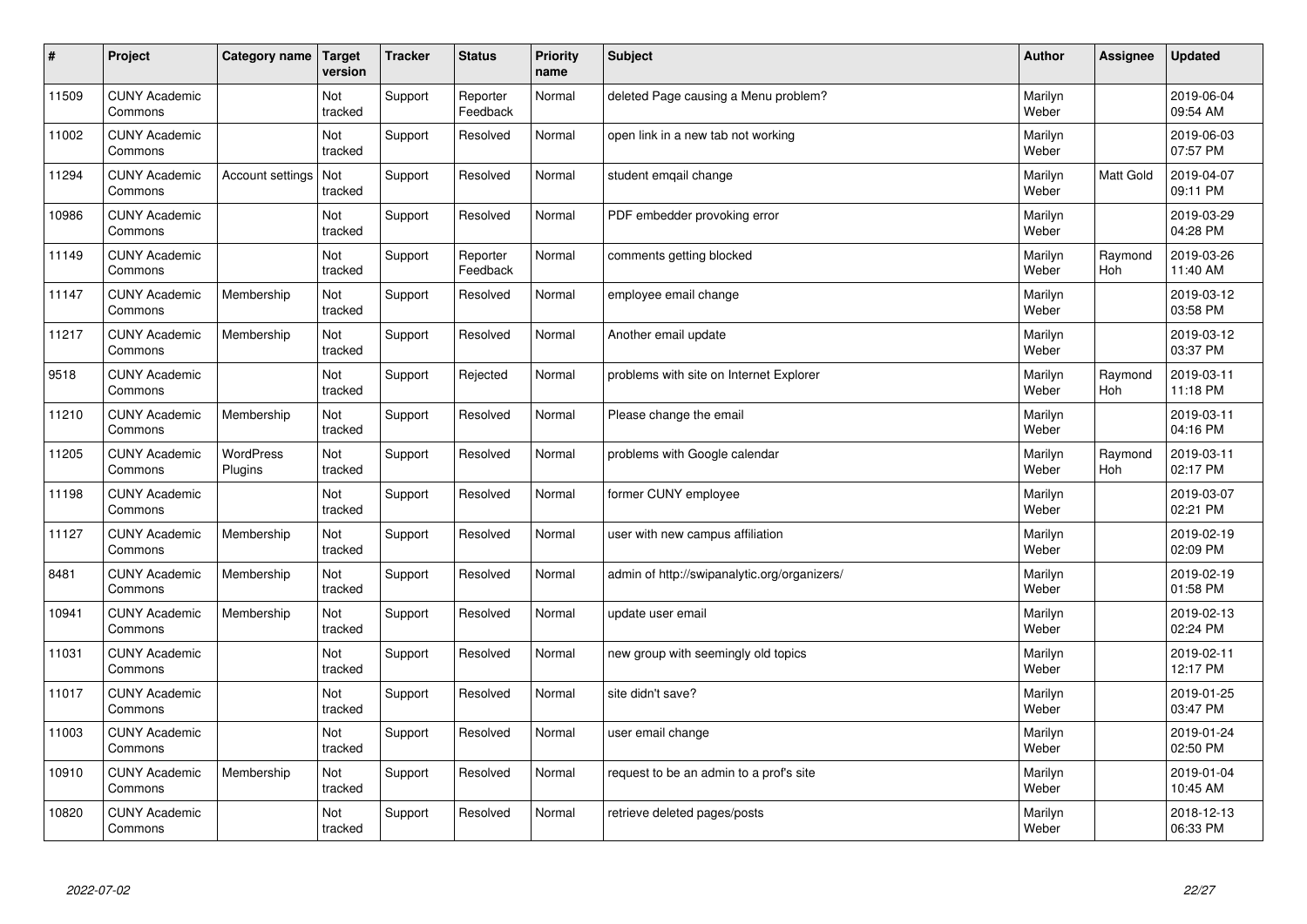| # | Project | Category name | Target version | Tracker | Status | Priority name | Subject | Author | Assignee | Updated |
|---|---|---|---|---|---|---|---|---|---|---|
| 11509 | CUNY Academic Commons | | Not tracked | Support | Reporter Feedback | Normal | deleted Page causing a Menu problem? | Marilyn Weber | | 2019-06-04 09:54 AM |
| 11002 | CUNY Academic Commons | | Not tracked | Support | Resolved | Normal | open link in a new tab not working | Marilyn Weber | | 2019-06-03 07:57 PM |
| 11294 | CUNY Academic Commons | Account settings | Not tracked | Support | Resolved | Normal | student emqail change | Marilyn Weber | Matt Gold | 2019-04-07 09:11 PM |
| 10986 | CUNY Academic Commons | | Not tracked | Support | Resolved | Normal | PDF embedder provoking error | Marilyn Weber | | 2019-03-29 04:28 PM |
| 11149 | CUNY Academic Commons | | Not tracked | Support | Reporter Feedback | Normal | comments getting blocked | Marilyn Weber | Raymond Hoh | 2019-03-26 11:40 AM |
| 11147 | CUNY Academic Commons | Membership | Not tracked | Support | Resolved | Normal | employee email change | Marilyn Weber | | 2019-03-12 03:58 PM |
| 11217 | CUNY Academic Commons | Membership | Not tracked | Support | Resolved | Normal | Another email update | Marilyn Weber | | 2019-03-12 03:37 PM |
| 9518 | CUNY Academic Commons | | Not tracked | Support | Rejected | Normal | problems with site on Internet Explorer | Marilyn Weber | Raymond Hoh | 2019-03-11 11:18 PM |
| 11210 | CUNY Academic Commons | Membership | Not tracked | Support | Resolved | Normal | Please change the email | Marilyn Weber | | 2019-03-11 04:16 PM |
| 11205 | CUNY Academic Commons | WordPress Plugins | Not tracked | Support | Resolved | Normal | problems with Google calendar | Marilyn Weber | Raymond Hoh | 2019-03-11 02:17 PM |
| 11198 | CUNY Academic Commons | | Not tracked | Support | Resolved | Normal | former CUNY employee | Marilyn Weber | | 2019-03-07 02:21 PM |
| 11127 | CUNY Academic Commons | Membership | Not tracked | Support | Resolved | Normal | user with new campus affiliation | Marilyn Weber | | 2019-02-19 02:09 PM |
| 8481 | CUNY Academic Commons | Membership | Not tracked | Support | Resolved | Normal | admin of http://swipanalytic.org/organizers/ | Marilyn Weber | | 2019-02-19 01:58 PM |
| 10941 | CUNY Academic Commons | Membership | Not tracked | Support | Resolved | Normal | update user email | Marilyn Weber | | 2019-02-13 02:24 PM |
| 11031 | CUNY Academic Commons | | Not tracked | Support | Resolved | Normal | new group with seemingly old topics | Marilyn Weber | | 2019-02-11 12:17 PM |
| 11017 | CUNY Academic Commons | | Not tracked | Support | Resolved | Normal | site didn't save? | Marilyn Weber | | 2019-01-25 03:47 PM |
| 11003 | CUNY Academic Commons | | Not tracked | Support | Resolved | Normal | user email change | Marilyn Weber | | 2019-01-24 02:50 PM |
| 10910 | CUNY Academic Commons | Membership | Not tracked | Support | Resolved | Normal | request to be an admin to a prof's site | Marilyn Weber | | 2019-01-04 10:45 AM |
| 10820 | CUNY Academic Commons | | Not tracked | Support | Resolved | Normal | retrieve deleted pages/posts | Marilyn Weber | | 2018-12-13 06:33 PM |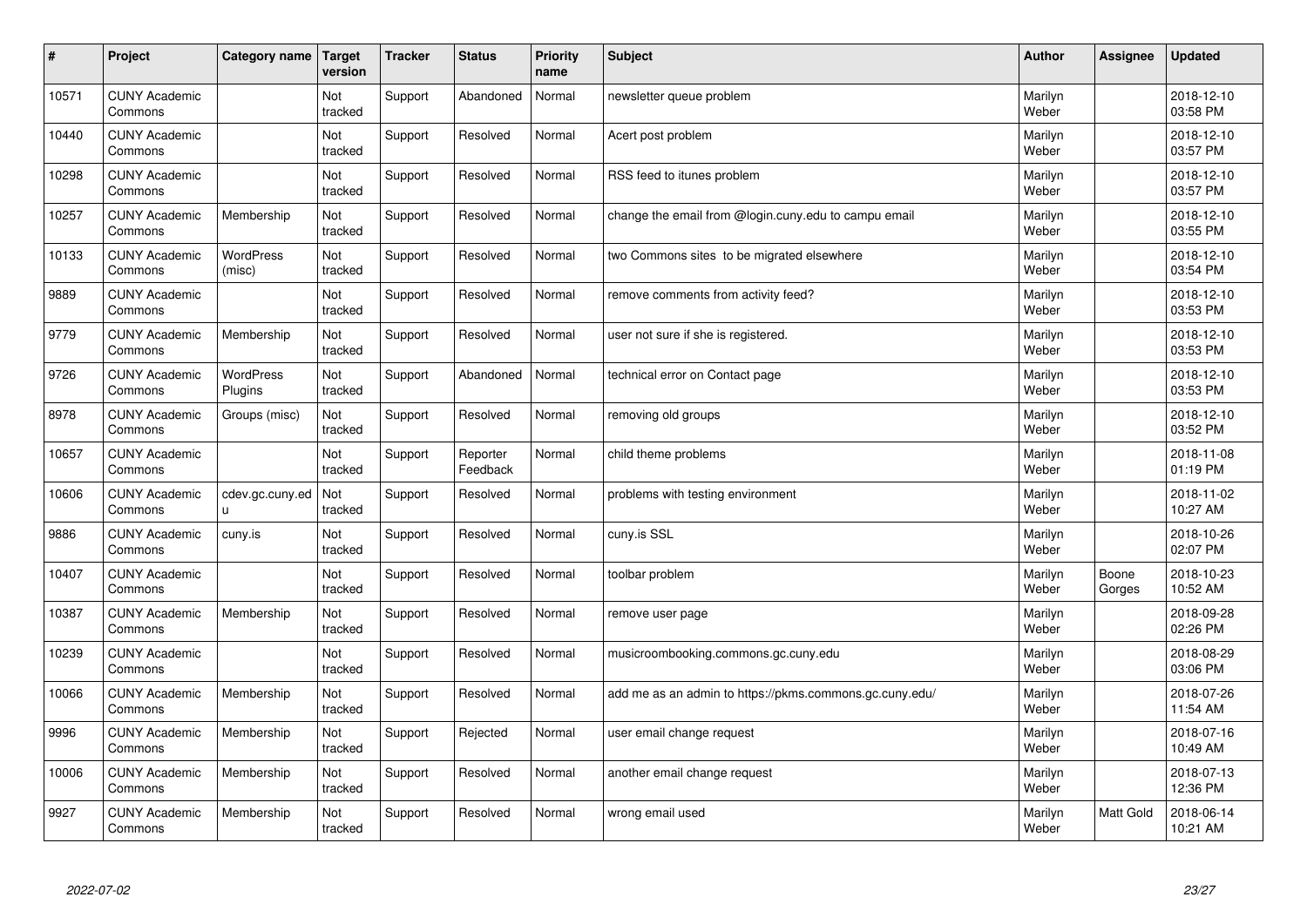| # | Project | Category name | Target version | Tracker | Status | Priority name | Subject | Author | Assignee | Updated |
|---|---|---|---|---|---|---|---|---|---|---|
| 10571 | CUNY Academic Commons | | Not tracked | Support | Abandoned | Normal | newsletter queue problem | Marilyn Weber | | 2018-12-10 03:58 PM |
| 10440 | CUNY Academic Commons | | Not tracked | Support | Resolved | Normal | Acert post problem | Marilyn Weber | | 2018-12-10 03:57 PM |
| 10298 | CUNY Academic Commons | | Not tracked | Support | Resolved | Normal | RSS feed to itunes problem | Marilyn Weber | | 2018-12-10 03:57 PM |
| 10257 | CUNY Academic Commons | Membership | Not tracked | Support | Resolved | Normal | change the email from @login.cuny.edu to campu email | Marilyn Weber | | 2018-12-10 03:55 PM |
| 10133 | CUNY Academic Commons | WordPress (misc) | Not tracked | Support | Resolved | Normal | two Commons sites to be migrated elsewhere | Marilyn Weber | | 2018-12-10 03:54 PM |
| 9889 | CUNY Academic Commons | | Not tracked | Support | Resolved | Normal | remove comments from activity feed? | Marilyn Weber | | 2018-12-10 03:53 PM |
| 9779 | CUNY Academic Commons | Membership | Not tracked | Support | Resolved | Normal | user not sure if she is registered. | Marilyn Weber | | 2018-12-10 03:53 PM |
| 9726 | CUNY Academic Commons | WordPress Plugins | Not tracked | Support | Abandoned | Normal | technical error on Contact page | Marilyn Weber | | 2018-12-10 03:53 PM |
| 8978 | CUNY Academic Commons | Groups (misc) | Not tracked | Support | Resolved | Normal | removing old groups | Marilyn Weber | | 2018-12-10 03:52 PM |
| 10657 | CUNY Academic Commons | | Not tracked | Support | Reporter Feedback | Normal | child theme problems | Marilyn Weber | | 2018-11-08 01:19 PM |
| 10606 | CUNY Academic Commons | cdev.gc.cuny.edu | Not tracked | Support | Resolved | Normal | problems with testing environment | Marilyn Weber | | 2018-11-02 10:27 AM |
| 9886 | CUNY Academic Commons | cuny.is | Not tracked | Support | Resolved | Normal | cuny.is SSL | Marilyn Weber | | 2018-10-26 02:07 PM |
| 10407 | CUNY Academic Commons | | Not tracked | Support | Resolved | Normal | toolbar problem | Marilyn Weber | Boone Gorges | 2018-10-23 10:52 AM |
| 10387 | CUNY Academic Commons | Membership | Not tracked | Support | Resolved | Normal | remove user page | Marilyn Weber | | 2018-09-28 02:26 PM |
| 10239 | CUNY Academic Commons | | Not tracked | Support | Resolved | Normal | musicroombooking.commons.gc.cuny.edu | Marilyn Weber | | 2018-08-29 03:06 PM |
| 10066 | CUNY Academic Commons | Membership | Not tracked | Support | Resolved | Normal | add me as an admin to https://pkms.commons.gc.cuny.edu/ | Marilyn Weber | | 2018-07-26 11:54 AM |
| 9996 | CUNY Academic Commons | Membership | Not tracked | Support | Rejected | Normal | user email change request | Marilyn Weber | | 2018-07-16 10:49 AM |
| 10006 | CUNY Academic Commons | Membership | Not tracked | Support | Resolved | Normal | another email change request | Marilyn Weber | | 2018-07-13 12:36 PM |
| 9927 | CUNY Academic Commons | Membership | Not tracked | Support | Resolved | Normal | wrong email used | Marilyn Weber | Matt Gold | 2018-06-14 10:21 AM |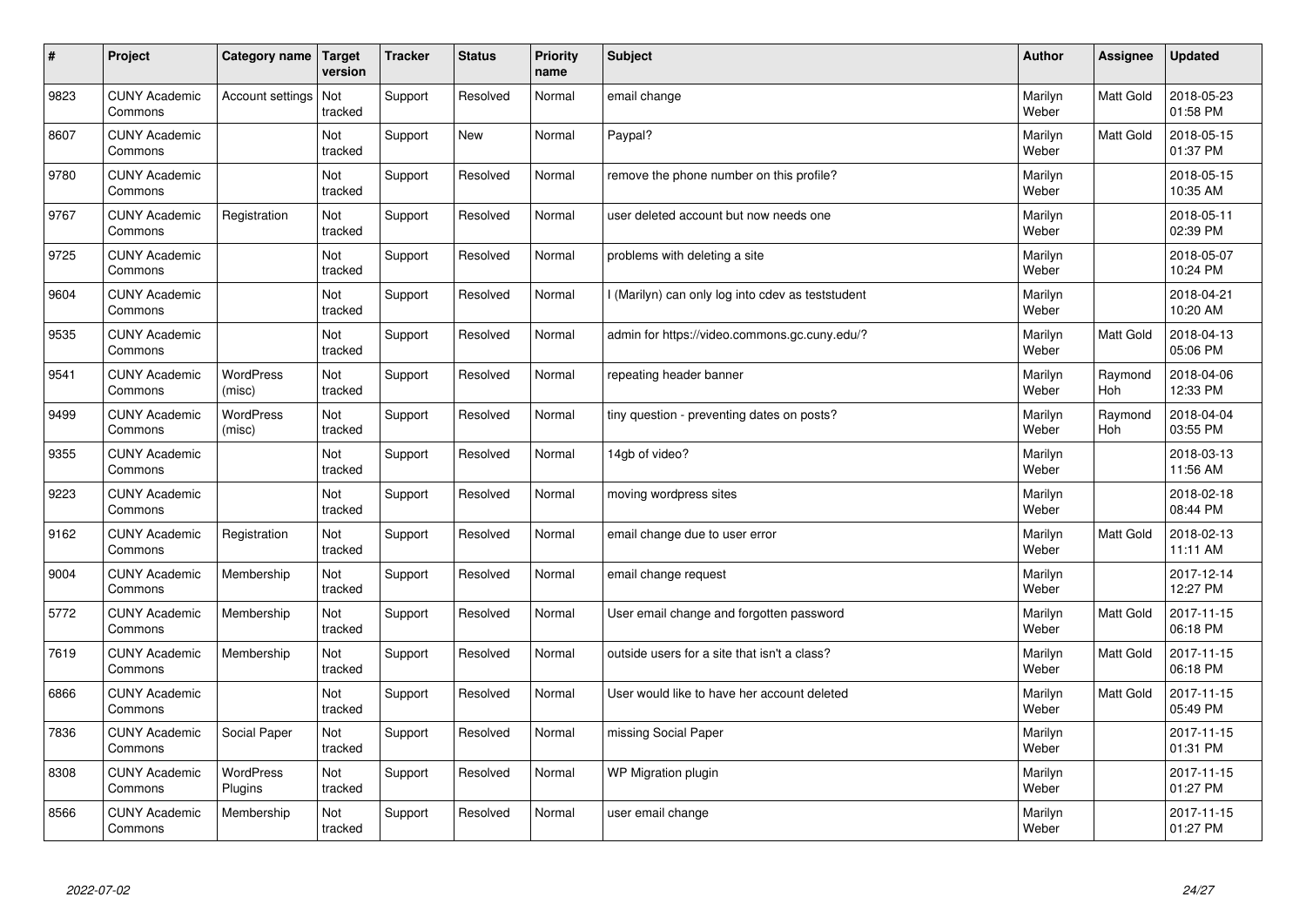| # | Project | Category name | Target version | Tracker | Status | Priority name | Subject | Author | Assignee | Updated |
|---|---|---|---|---|---|---|---|---|---|---|
| 9823 | CUNY Academic Commons | Account settings | Not tracked | Support | Resolved | Normal | email change | Marilyn Weber | Matt Gold | 2018-05-23 01:58 PM |
| 8607 | CUNY Academic Commons | | Not tracked | Support | New | Normal | Paypal? | Marilyn Weber | Matt Gold | 2018-05-15 01:37 PM |
| 9780 | CUNY Academic Commons | | Not tracked | Support | Resolved | Normal | remove the phone number on this profile? | Marilyn Weber | | 2018-05-15 10:35 AM |
| 9767 | CUNY Academic Commons | Registration | Not tracked | Support | Resolved | Normal | user deleted account but now needs one | Marilyn Weber | | 2018-05-11 02:39 PM |
| 9725 | CUNY Academic Commons | | Not tracked | Support | Resolved | Normal | problems with deleting a site | Marilyn Weber | | 2018-05-07 10:24 PM |
| 9604 | CUNY Academic Commons | | Not tracked | Support | Resolved | Normal | I (Marilyn) can only log into cdev as teststudent | Marilyn Weber | | 2018-04-21 10:20 AM |
| 9535 | CUNY Academic Commons | | Not tracked | Support | Resolved | Normal | admin for https://video.commons.gc.cuny.edu/? | Marilyn Weber | Matt Gold | 2018-04-13 05:06 PM |
| 9541 | CUNY Academic Commons | WordPress (misc) | Not tracked | Support | Resolved | Normal | repeating header banner | Marilyn Weber | Raymond Hoh | 2018-04-06 12:33 PM |
| 9499 | CUNY Academic Commons | WordPress (misc) | Not tracked | Support | Resolved | Normal | tiny question - preventing dates on posts? | Marilyn Weber | Raymond Hoh | 2018-04-04 03:55 PM |
| 9355 | CUNY Academic Commons | | Not tracked | Support | Resolved | Normal | 14gb of video? | Marilyn Weber | | 2018-03-13 11:56 AM |
| 9223 | CUNY Academic Commons | | Not tracked | Support | Resolved | Normal | moving wordpress sites | Marilyn Weber | | 2018-02-18 08:44 PM |
| 9162 | CUNY Academic Commons | Registration | Not tracked | Support | Resolved | Normal | email change due to user error | Marilyn Weber | Matt Gold | 2018-02-13 11:11 AM |
| 9004 | CUNY Academic Commons | Membership | Not tracked | Support | Resolved | Normal | email change request | Marilyn Weber | | 2017-12-14 12:27 PM |
| 5772 | CUNY Academic Commons | Membership | Not tracked | Support | Resolved | Normal | User email change and forgotten password | Marilyn Weber | Matt Gold | 2017-11-15 06:18 PM |
| 7619 | CUNY Academic Commons | Membership | Not tracked | Support | Resolved | Normal | outside users for a site that isn't a class? | Marilyn Weber | Matt Gold | 2017-11-15 06:18 PM |
| 6866 | CUNY Academic Commons | | Not tracked | Support | Resolved | Normal | User would like to have her account deleted | Marilyn Weber | Matt Gold | 2017-11-15 05:49 PM |
| 7836 | CUNY Academic Commons | Social Paper | Not tracked | Support | Resolved | Normal | missing Social Paper | Marilyn Weber | | 2017-11-15 01:31 PM |
| 8308 | CUNY Academic Commons | WordPress Plugins | Not tracked | Support | Resolved | Normal | WP Migration plugin | Marilyn Weber | | 2017-11-15 01:27 PM |
| 8566 | CUNY Academic Commons | Membership | Not tracked | Support | Resolved | Normal | user email change | Marilyn Weber | | 2017-11-15 01:27 PM |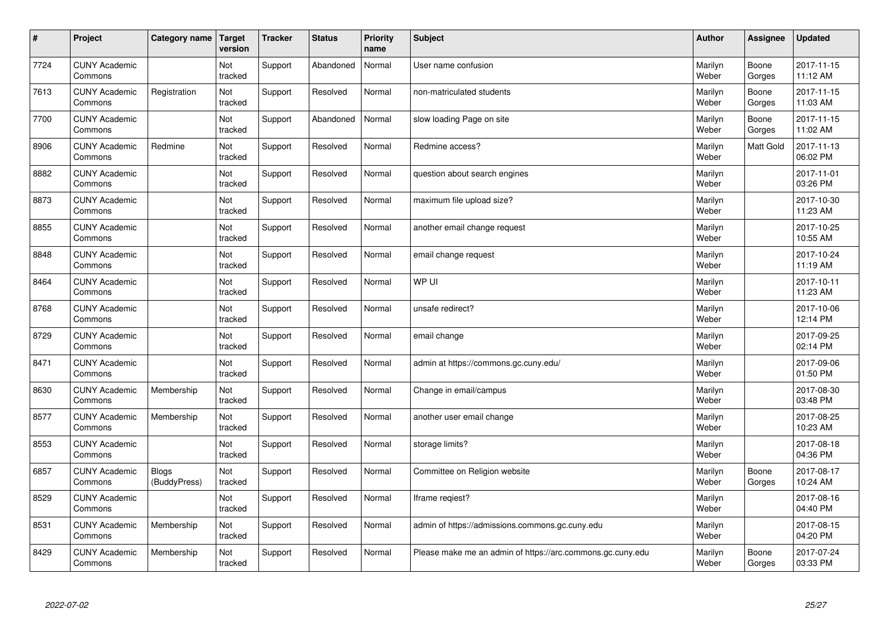| # | Project | Category name | Target version | Tracker | Status | Priority name | Subject | Author | Assignee | Updated |
|---|---|---|---|---|---|---|---|---|---|---|
| 7724 | CUNY Academic Commons | | Not tracked | Support | Abandoned | Normal | User name confusion | Marilyn Weber | Boone Gorges | 2017-11-15 11:12 AM |
| 7613 | CUNY Academic Commons | Registration | Not tracked | Support | Resolved | Normal | non-matriculated students | Marilyn Weber | Boone Gorges | 2017-11-15 11:03 AM |
| 7700 | CUNY Academic Commons | | Not tracked | Support | Abandoned | Normal | slow loading Page on site | Marilyn Weber | Boone Gorges | 2017-11-15 11:02 AM |
| 8906 | CUNY Academic Commons | Redmine | Not tracked | Support | Resolved | Normal | Redmine access? | Marilyn Weber | Matt Gold | 2017-11-13 06:02 PM |
| 8882 | CUNY Academic Commons | | Not tracked | Support | Resolved | Normal | question about search engines | Marilyn Weber | | 2017-11-01 03:26 PM |
| 8873 | CUNY Academic Commons | | Not tracked | Support | Resolved | Normal | maximum file upload size? | Marilyn Weber | | 2017-10-30 11:23 AM |
| 8855 | CUNY Academic Commons | | Not tracked | Support | Resolved | Normal | another email change request | Marilyn Weber | | 2017-10-25 10:55 AM |
| 8848 | CUNY Academic Commons | | Not tracked | Support | Resolved | Normal | email change request | Marilyn Weber | | 2017-10-24 11:19 AM |
| 8464 | CUNY Academic Commons | | Not tracked | Support | Resolved | Normal | WP UI | Marilyn Weber | | 2017-10-11 11:23 AM |
| 8768 | CUNY Academic Commons | | Not tracked | Support | Resolved | Normal | unsafe redirect? | Marilyn Weber | | 2017-10-06 12:14 PM |
| 8729 | CUNY Academic Commons | | Not tracked | Support | Resolved | Normal | email change | Marilyn Weber | | 2017-09-25 02:14 PM |
| 8471 | CUNY Academic Commons | | Not tracked | Support | Resolved | Normal | admin at https://commons.gc.cuny.edu/ | Marilyn Weber | | 2017-09-06 01:50 PM |
| 8630 | CUNY Academic Commons | Membership | Not tracked | Support | Resolved | Normal | Change in email/campus | Marilyn Weber | | 2017-08-30 03:48 PM |
| 8577 | CUNY Academic Commons | Membership | Not tracked | Support | Resolved | Normal | another user email change | Marilyn Weber | | 2017-08-25 10:23 AM |
| 8553 | CUNY Academic Commons | | Not tracked | Support | Resolved | Normal | storage limits? | Marilyn Weber | | 2017-08-18 04:36 PM |
| 6857 | CUNY Academic Commons | Blogs (BuddyPress) | Not tracked | Support | Resolved | Normal | Committee on Religion website | Marilyn Weber | Boone Gorges | 2017-08-17 10:24 AM |
| 8529 | CUNY Academic Commons | | Not tracked | Support | Resolved | Normal | Iframe reqiest? | Marilyn Weber | | 2017-08-16 04:40 PM |
| 8531 | CUNY Academic Commons | Membership | Not tracked | Support | Resolved | Normal | admin of https://admissions.commons.gc.cuny.edu | Marilyn Weber | | 2017-08-15 04:20 PM |
| 8429 | CUNY Academic Commons | Membership | Not tracked | Support | Resolved | Normal | Please make me an admin of https://arc.commons.gc.cuny.edu | Marilyn Weber | Boone Gorges | 2017-07-24 03:33 PM |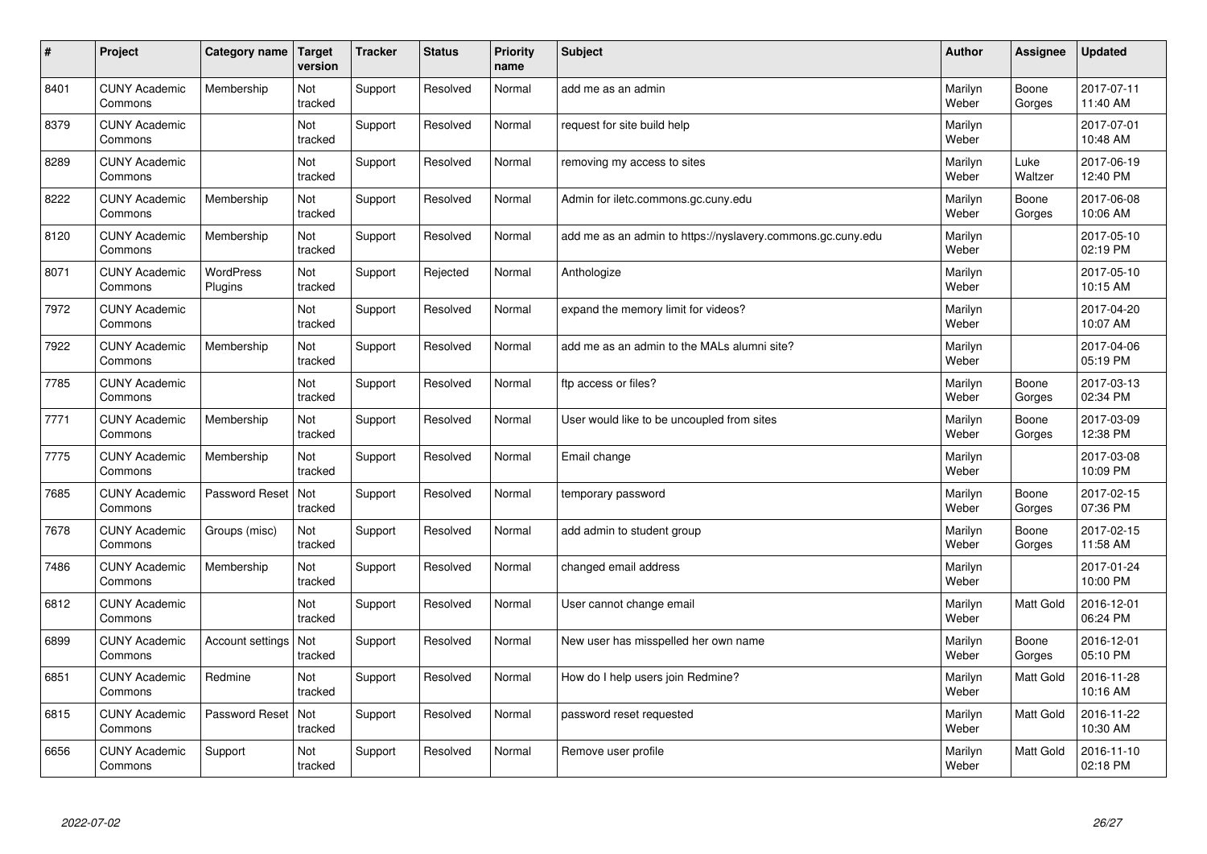| # | Project | Category name | Target version | Tracker | Status | Priority name | Subject | Author | Assignee | Updated |
|---|---|---|---|---|---|---|---|---|---|---|
| 8401 | CUNY Academic Commons | Membership | Not tracked | Support | Resolved | Normal | add me as an admin | Marilyn Weber | Boone Gorges | 2017-07-11 11:40 AM |
| 8379 | CUNY Academic Commons | | Not tracked | Support | Resolved | Normal | request for site build help | Marilyn Weber | | 2017-07-01 10:48 AM |
| 8289 | CUNY Academic Commons | | Not tracked | Support | Resolved | Normal | removing my access to sites | Marilyn Weber | Luke Waltzer | 2017-06-19 12:40 PM |
| 8222 | CUNY Academic Commons | Membership | Not tracked | Support | Resolved | Normal | Admin for iletc.commons.gc.cuny.edu | Marilyn Weber | Boone Gorges | 2017-06-08 10:06 AM |
| 8120 | CUNY Academic Commons | Membership | Not tracked | Support | Resolved | Normal | add me as an admin to https://nyslavery.commons.gc.cuny.edu | Marilyn Weber | | 2017-05-10 02:19 PM |
| 8071 | CUNY Academic Commons | WordPress Plugins | Not tracked | Support | Rejected | Normal | Anthologize | Marilyn Weber | | 2017-05-10 10:15 AM |
| 7972 | CUNY Academic Commons | | Not tracked | Support | Resolved | Normal | expand the memory limit for videos? | Marilyn Weber | | 2017-04-20 10:07 AM |
| 7922 | CUNY Academic Commons | Membership | Not tracked | Support | Resolved | Normal | add me as an admin to the MALs alumni site? | Marilyn Weber | | 2017-04-06 05:19 PM |
| 7785 | CUNY Academic Commons | | Not tracked | Support | Resolved | Normal | ftp access or files? | Marilyn Weber | Boone Gorges | 2017-03-13 02:34 PM |
| 7771 | CUNY Academic Commons | Membership | Not tracked | Support | Resolved | Normal | User would like to be uncoupled from sites | Marilyn Weber | Boone Gorges | 2017-03-09 12:38 PM |
| 7775 | CUNY Academic Commons | Membership | Not tracked | Support | Resolved | Normal | Email change | Marilyn Weber | | 2017-03-08 10:09 PM |
| 7685 | CUNY Academic Commons | Password Reset | Not tracked | Support | Resolved | Normal | temporary password | Marilyn Weber | Boone Gorges | 2017-02-15 07:36 PM |
| 7678 | CUNY Academic Commons | Groups (misc) | Not tracked | Support | Resolved | Normal | add admin to student group | Marilyn Weber | Boone Gorges | 2017-02-15 11:58 AM |
| 7486 | CUNY Academic Commons | Membership | Not tracked | Support | Resolved | Normal | changed email address | Marilyn Weber | | 2017-01-24 10:00 PM |
| 6812 | CUNY Academic Commons | | Not tracked | Support | Resolved | Normal | User cannot change email | Marilyn Weber | Matt Gold | 2016-12-01 06:24 PM |
| 6899 | CUNY Academic Commons | Account settings | Not tracked | Support | Resolved | Normal | New user has misspelled her own name | Marilyn Weber | Boone Gorges | 2016-12-01 05:10 PM |
| 6851 | CUNY Academic Commons | Redmine | Not tracked | Support | Resolved | Normal | How do I help users join Redmine? | Marilyn Weber | Matt Gold | 2016-11-28 10:16 AM |
| 6815 | CUNY Academic Commons | Password Reset | Not tracked | Support | Resolved | Normal | password reset requested | Marilyn Weber | Matt Gold | 2016-11-22 10:30 AM |
| 6656 | CUNY Academic Commons | Support | Not tracked | Support | Resolved | Normal | Remove user profile | Marilyn Weber | Matt Gold | 2016-11-10 02:18 PM |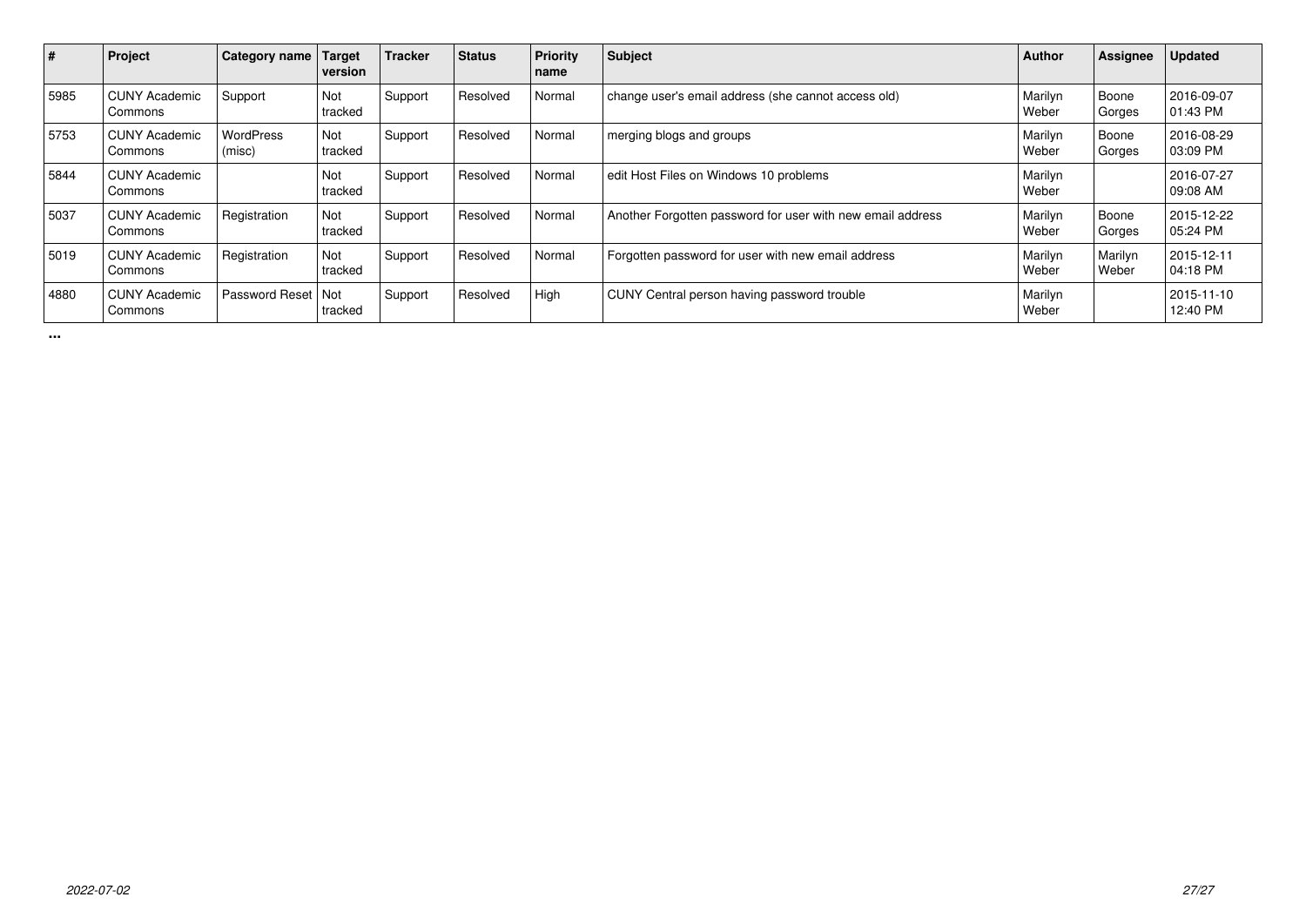| # | Project | Category name | Target version | Tracker | Status | Priority name | Subject | Author | Assignee | Updated |
|---|---|---|---|---|---|---|---|---|---|---|
| 5985 | CUNY Academic Commons | Support | Not tracked | Support | Resolved | Normal | change user's email address (she cannot access old) | Marilyn Weber | Boone Gorges | 2016-09-07 01:43 PM |
| 5753 | CUNY Academic Commons | WordPress (misc) | Not tracked | Support | Resolved | Normal | merging blogs and groups | Marilyn Weber | Boone Gorges | 2016-08-29 03:09 PM |
| 5844 | CUNY Academic Commons | | Not tracked | Support | Resolved | Normal | edit Host Files on Windows 10 problems | Marilyn Weber | | 2016-07-27 09:08 AM |
| 5037 | CUNY Academic Commons | Registration | Not tracked | Support | Resolved | Normal | Another Forgotten password for user with new email address | Marilyn Weber | Boone Gorges | 2015-12-22 05:24 PM |
| 5019 | CUNY Academic Commons | Registration | Not tracked | Support | Resolved | Normal | Forgotten password for user with new email address | Marilyn Weber | Marilyn Weber | 2015-12-11 04:18 PM |
| 4880 | CUNY Academic Commons | Password Reset | Not tracked | Support | Resolved | High | CUNY Central person having password trouble | Marilyn Weber | | 2015-11-10 12:40 PM |

...